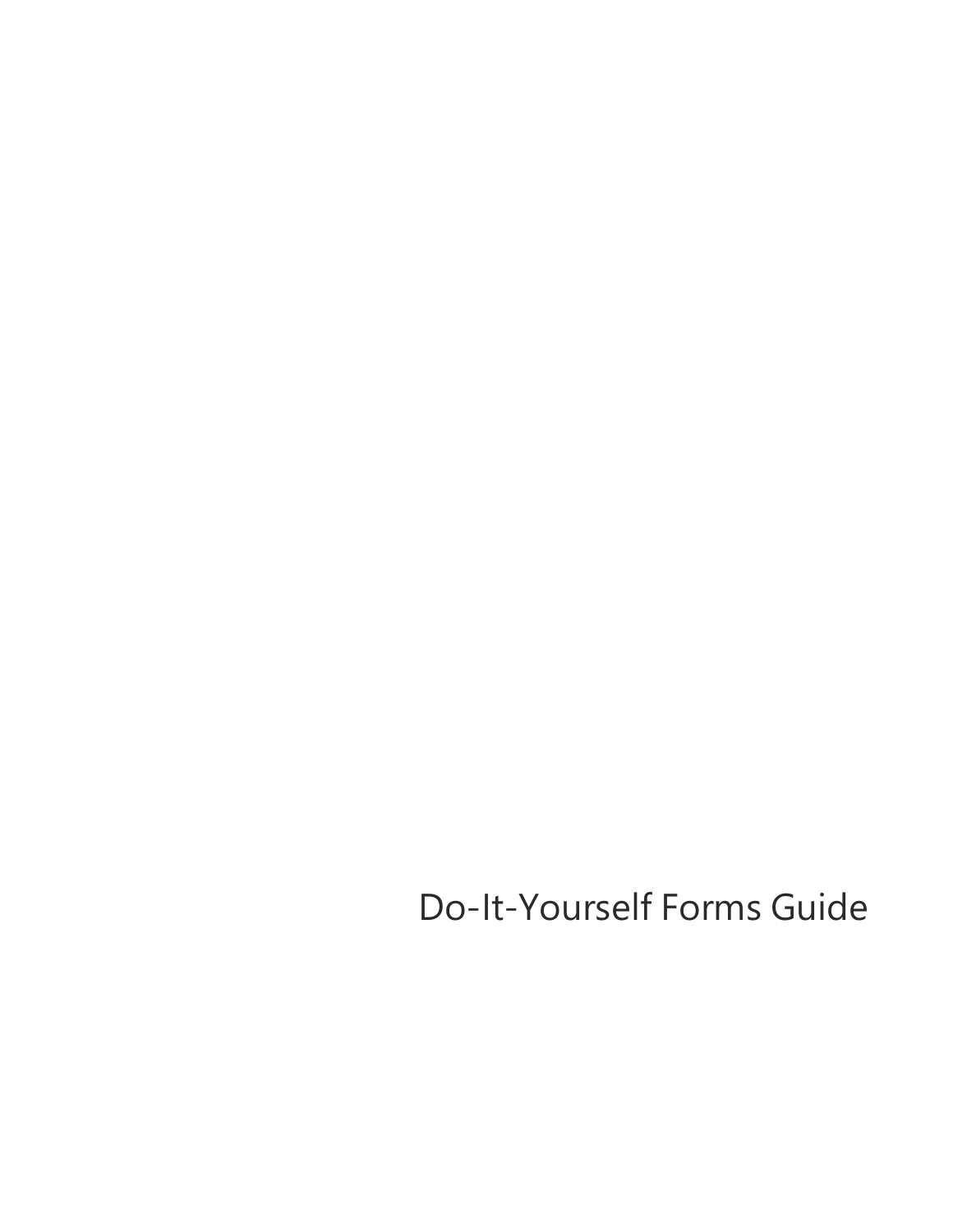# Do-It-Yourself Forms Guide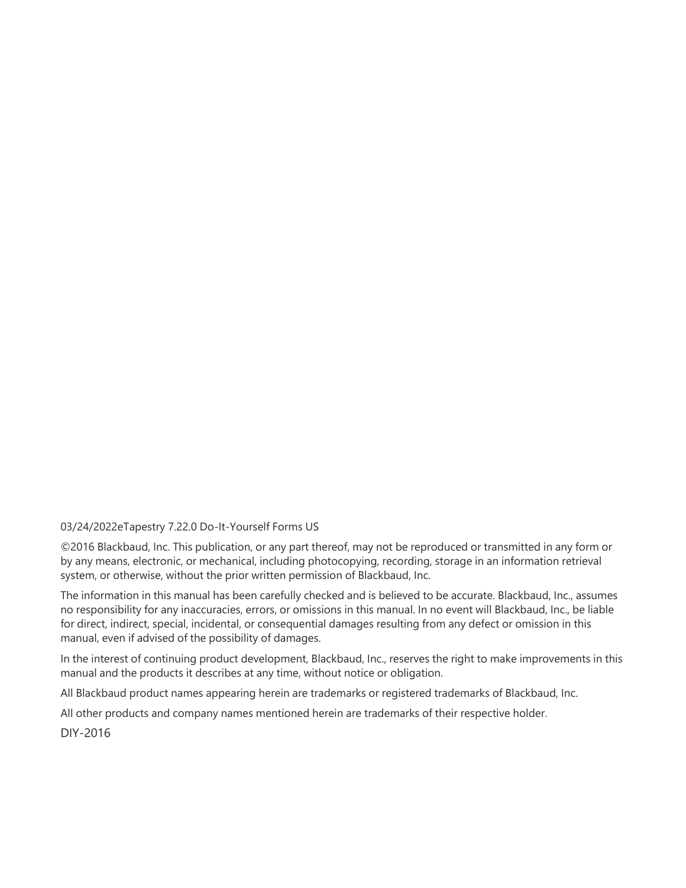03/24/2022eTapestry 7.22.0 Do-It-Yourself Forms US

©2016 Blackbaud, Inc. This publication, or any part thereof, may not be reproduced or transmitted in any form or by any means, electronic, or mechanical, including photocopying, recording, storage in an information retrieval system, or otherwise, without the prior written permission of Blackbaud, Inc.

The information in this manual has been carefully checked and is believed to be accurate. Blackbaud, Inc., assumes no responsibility for any inaccuracies, errors, or omissions in this manual. In no event will Blackbaud, Inc., be liable for direct, indirect, special, incidental, or consequential damages resulting from any defect or omission in this manual, even if advised of the possibility of damages.

In the interest of continuing product development, Blackbaud, Inc., reserves the right to make improvements in this manual and the products it describes at any time, without notice or obligation.

All Blackbaud product names appearing herein are trademarks or registered trademarks of Blackbaud, Inc.

All other products and company names mentioned herein are trademarks of their respective holder.

DIY-2016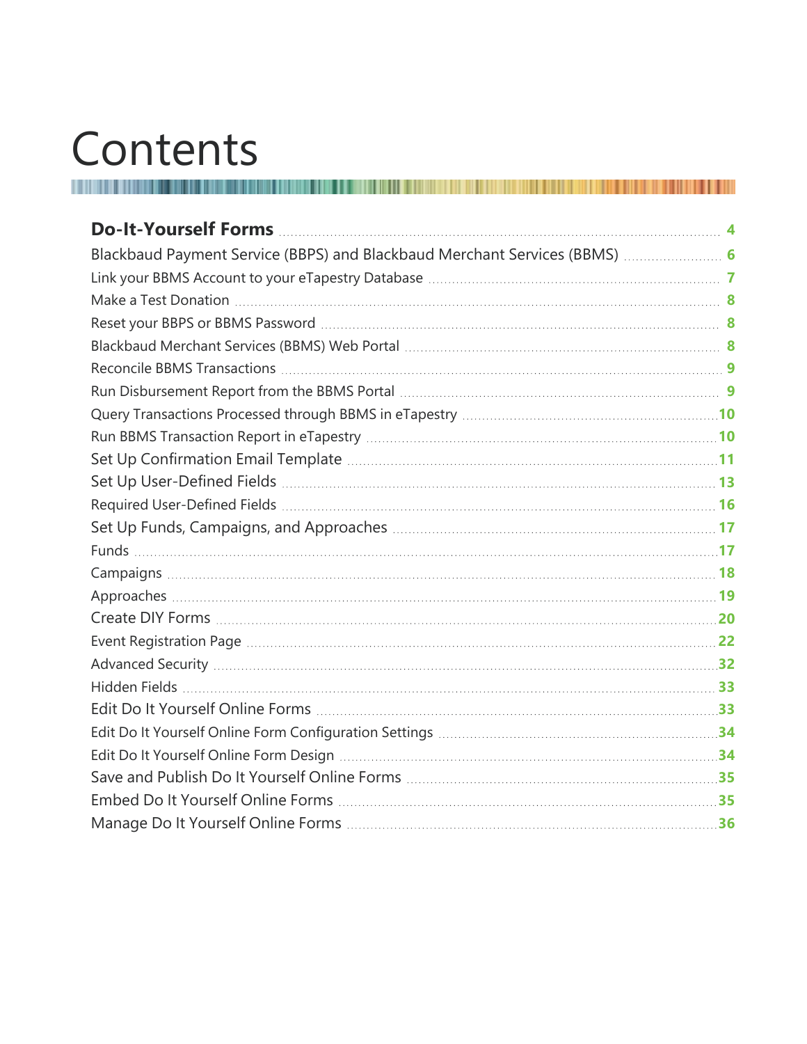# Contents

**Do-It-Yourself Forms** 4

Blackbaud Payment Service (BBPS) and Blackbaud Merchant Services (BBMS) 6

Link your BBMS Account to your eTapestry Database 7

Make a Test Donation 8

Reset your BBPS or BBMS Password 8

Blackbaud Merchant Services (BBMS) Web Portal 8

Reconcile BBMS Transactions 9

Run Disbursement Report from the BBMS Portal 9

Query Transactions Processed through BBMS in eTapestry 10

Run BBMS Transaction Report in eTapestry 10

Set Up Confirmation Email Template 11

Set Up User-Defined Fields 13

Required User-Defined Fields 16

Set Up Funds, Campaigns, and Approaches 17

Funds 17

Campaigns 18

Approaches 19

Create DIY Forms 20

Event Registration Page 22

Advanced Security 32

Hidden Fields 33

Edit Do It Yourself Online Forms 33

Edit Do It Yourself Online Form Configuration Settings 34

Edit Do It Yourself Online Form Design 34

Save and Publish Do It Yourself Online Forms 35

Embed Do It Yourself Online Forms 35

Manage Do It Yourself Online Forms 36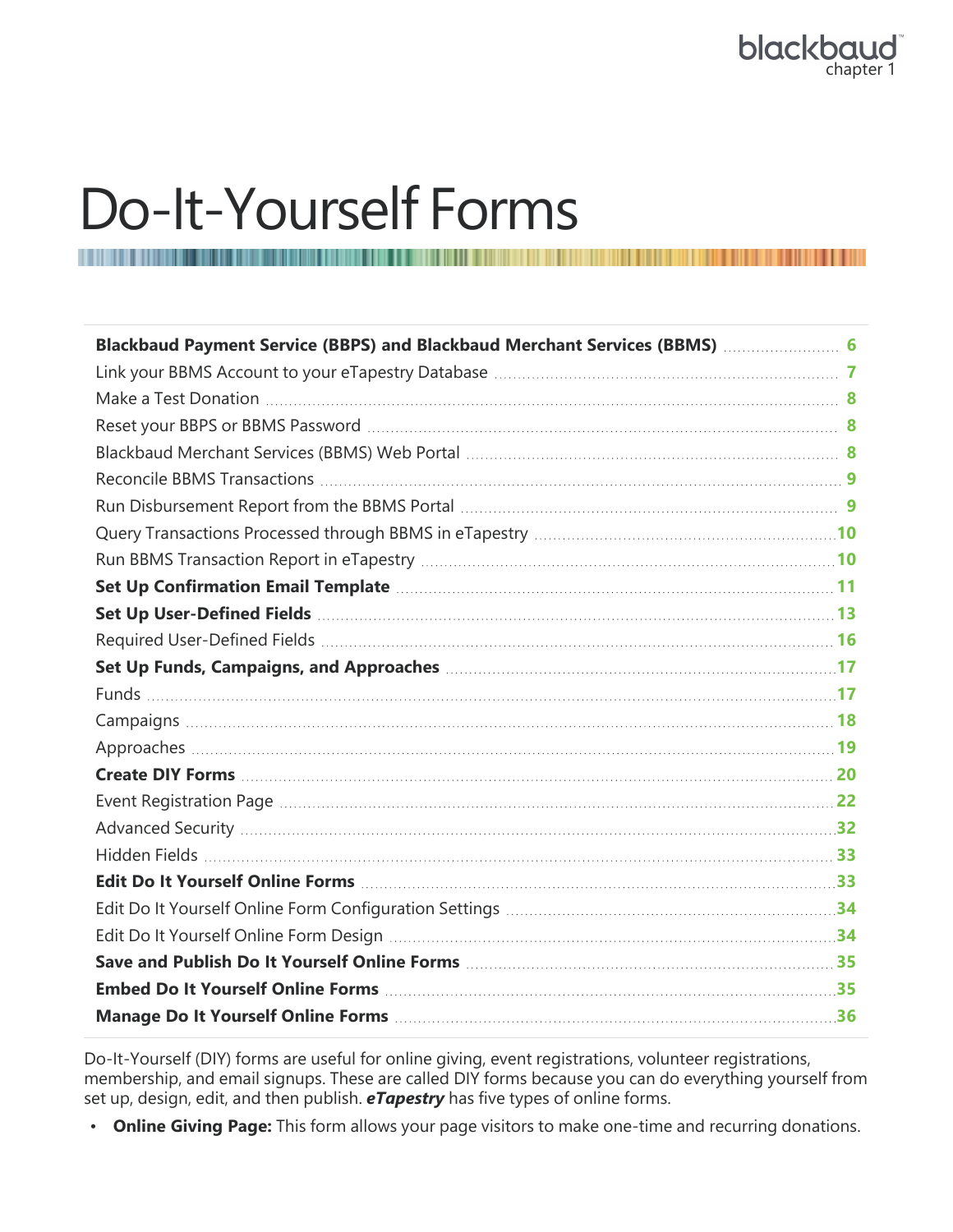# Do-It-Yourself Forms

| | |
|---|---|
| **Blackbaud Payment Service (BBPS) and Blackbaud Merchant Services (BBMS)** | **6** |
| Link your BBMS Account to your eTapestry Database | **7** |
| Make a Test Donation | **8** |
| Reset your BBPS or BBMS Password | **8** |
| Blackbaud Merchant Services (BBMS) Web Portal | **8** |
| Reconcile BBMS Transactions | **9** |
| Run Disbursement Report from the BBMS Portal | **9** |
| Query Transactions Processed through BBMS in eTapestry | **10** |
| Run BBMS Transaction Report in eTapestry | **10** |
| **Set Up Confirmation Email Template** | **11** |
| **Set Up User-Defined Fields** | **13** |
| Required User-Defined Fields | **16** |
| **Set Up Funds, Campaigns, and Approaches** | **17** |
| Funds | **17** |
| Campaigns | **18** |
| Approaches | **19** |
| **Create DIY Forms** | **20** |
| Event Registration Page | **22** |
| Advanced Security | **32** |
| Hidden Fields | **33** |
| **Edit Do It Yourself Online Forms** | **33** |
| Edit Do It Yourself Online Form Configuration Settings | **34** |
| Edit Do It Yourself Online Form Design | **34** |
| **Save and Publish Do It Yourself Online Forms** | **35** |
| **Embed Do It Yourself Online Forms** | **35** |
| **Manage Do It Yourself Online Forms** | **36** |

Do-It-Yourself (DIY) forms are useful for online giving, event registrations, volunteer registrations, membership, and email signups. These are called DIY forms because you can do everything yourself from set up, design, edit, and then publish. ***eTapestry*** has five types of online forms.

- **Online Giving Page:** This form allows your page visitors to make one-time and recurring donations.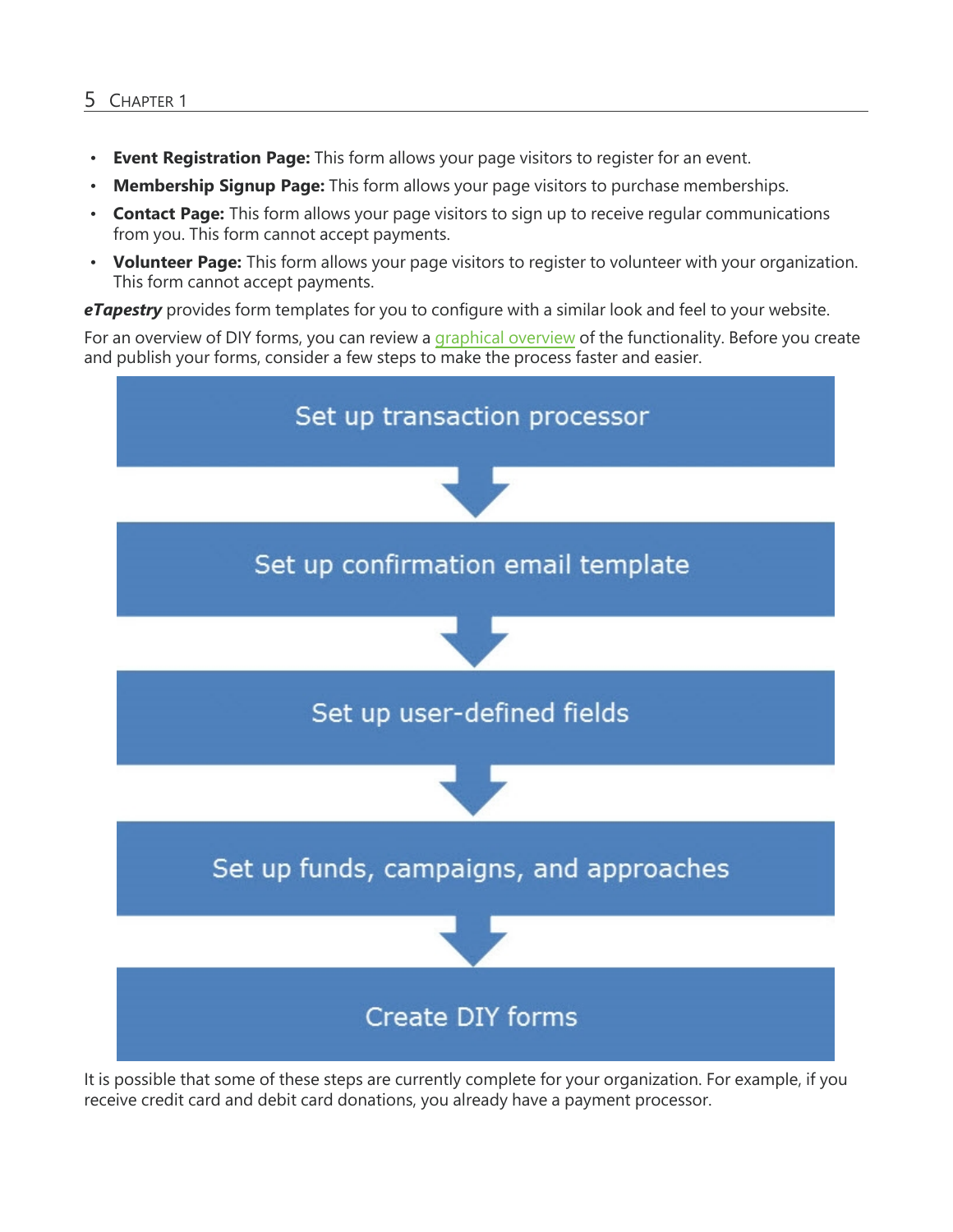- **Event Registration Page:** This form allows your page visitors to register for an event.
- **Membership Signup Page:** This form allows your page visitors to purchase memberships.
- **Contact Page:** This form allows your page visitors to sign up to receive regular communications from you. This form cannot accept payments.
- **Volunteer Page:** This form allows your page visitors to register to volunteer with your organization. This form cannot accept payments.

***eTapestry*** provides form templates for you to configure with a similar look and feel to your website.

For an overview of DIY forms, you can review a graphical overview of the functionality. Before you create and publish your forms, consider a few steps to make the process faster and easier.

Set up transaction processor

↓

Set up confirmation email template

↓

Set up user-defined fields

↓

Set up funds, campaigns, and approaches

↓

Create DIY forms

It is possible that some of these steps are currently complete for your organization. For example, if you receive credit card and debit card donations, you already have a payment processor.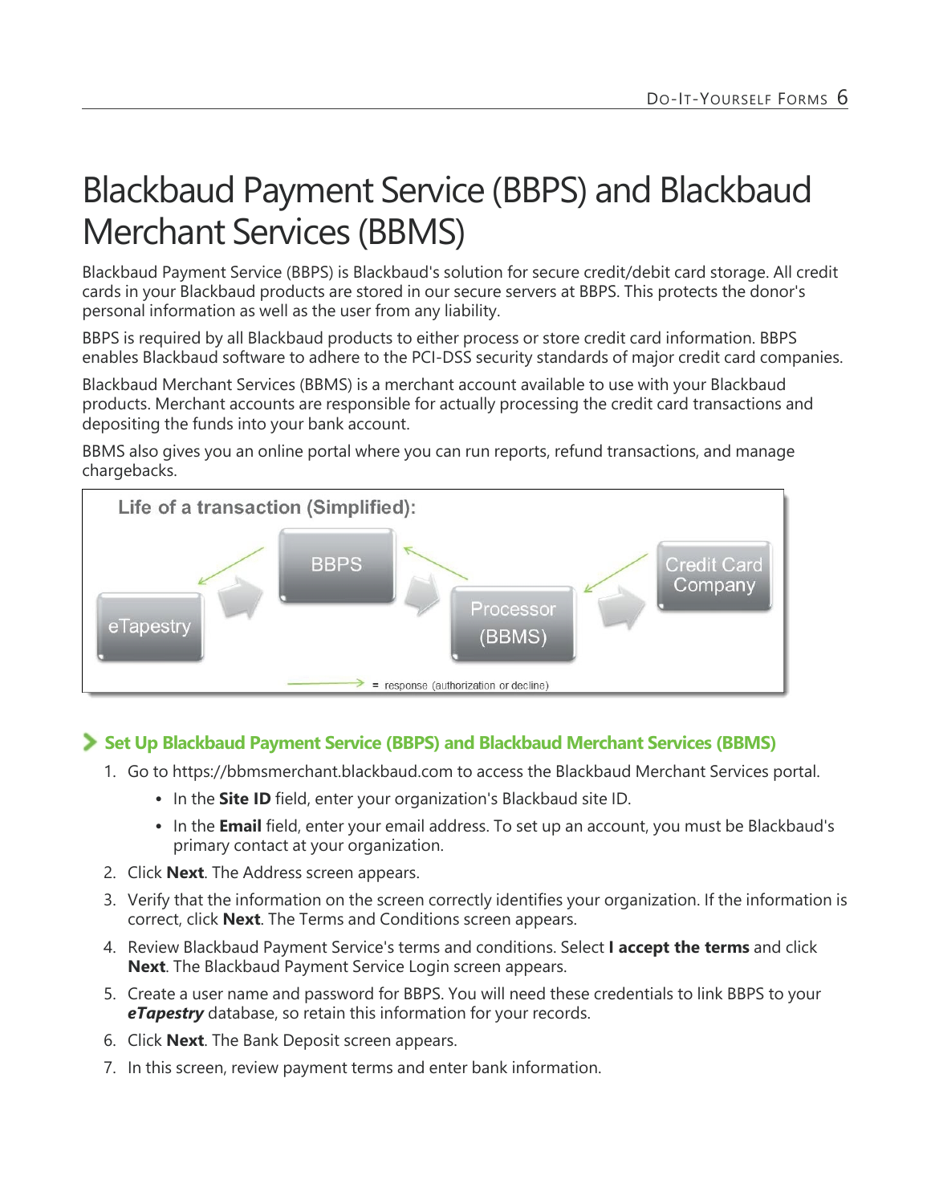# Blackbaud Payment Service (BBPS) and Blackbaud Merchant Services (BBMS)

Blackbaud Payment Service (BBPS) is Blackbaud's solution for secure credit/debit card storage. All credit cards in your Blackbaud products are stored in our secure servers at BBPS. This protects the donor's personal information as well as the user from any liability.

BBPS is required by all Blackbaud products to either process or store credit card information. BBPS enables Blackbaud software to adhere to the PCI-DSS security standards of major credit card companies.

Blackbaud Merchant Services (BBMS) is a merchant account available to use with your Blackbaud products. Merchant accounts are responsible for actually processing the credit card transactions and depositing the funds into your bank account.

BBMS also gives you an online portal where you can run reports, refund transactions, and manage chargebacks.

Life of a transaction (Simplified):

eTapestry → BBPS → Processor (BBMS) → Credit Card Company

→ = response (authorization or decline)

## Set Up Blackbaud Payment Service (BBPS) and Blackbaud Merchant Services (BBMS)

1. Go to https://bbmsmerchant.blackbaud.com to access the Blackbaud Merchant Services portal.
   - In the **Site ID** field, enter your organization's Blackbaud site ID.
   - In the **Email** field, enter your email address. To set up an account, you must be Blackbaud's primary contact at your organization.
2. Click **Next**. The Address screen appears.
3. Verify that the information on the screen correctly identifies your organization. If the information is correct, click **Next**. The Terms and Conditions screen appears.
4. Review Blackbaud Payment Service's terms and conditions. Select **I accept the terms** and click **Next**. The Blackbaud Payment Service Login screen appears.
5. Create a user name and password for BBPS. You will need these credentials to link BBPS to your ***eTapestry*** database, so retain this information for your records.
6. Click **Next**. The Bank Deposit screen appears.
7. In this screen, review payment terms and enter bank information.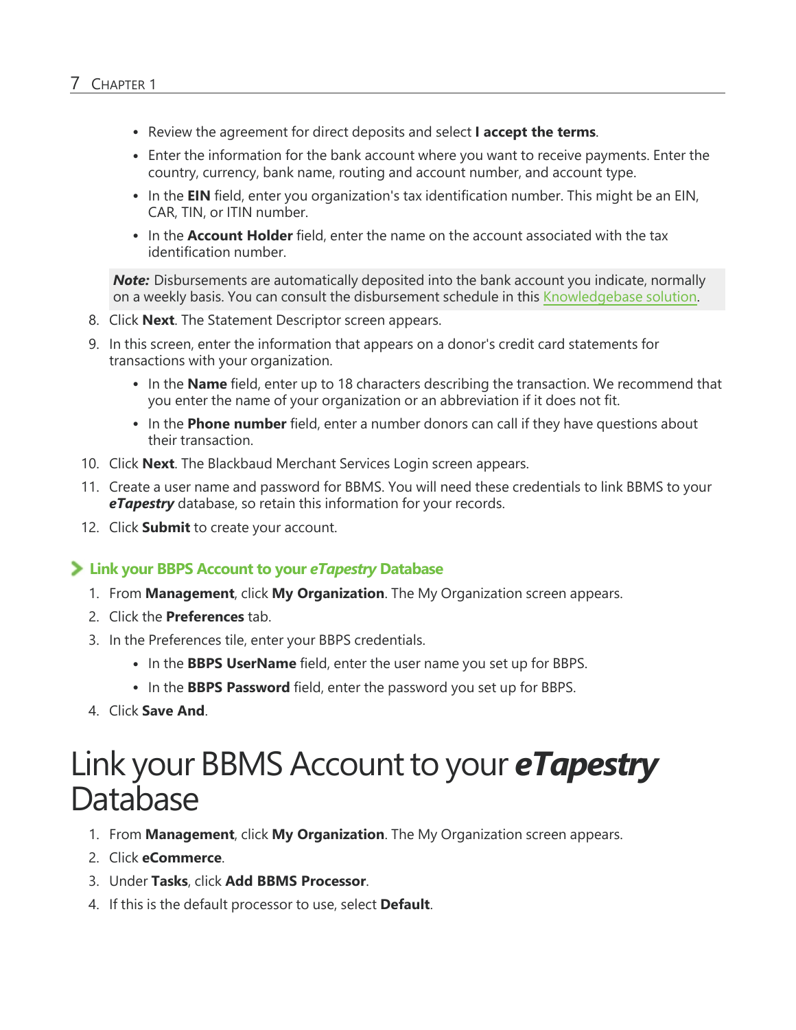- Review the agreement for direct deposits and select **I accept the terms**.
- Enter the information for the bank account where you want to receive payments. Enter the country, currency, bank name, routing and account number, and account type.
- In the **EIN** field, enter you organization's tax identification number. This might be an EIN, CAR, TIN, or ITIN number.
- In the **Account Holder** field, enter the name on the account associated with the tax identification number.

> ***Note:*** Disbursements are automatically deposited into the bank account you indicate, normally on a weekly basis. You can consult the disbursement schedule in this Knowledgebase solution.

8. Click **Next**. The Statement Descriptor screen appears.
9. In this screen, enter the information that appears on a donor's credit card statements for transactions with your organization.
   - In the **Name** field, enter up to 18 characters describing the transaction. We recommend that you enter the name of your organization or an abbreviation if it does not fit.
   - In the **Phone number** field, enter a number donors can call if they have questions about their transaction.
10. Click **Next**. The Blackbaud Merchant Services Login screen appears.
11. Create a user name and password for BBMS. You will need these credentials to link BBMS to your ***eTapestry*** database, so retain this information for your records.
12. Click **Submit** to create your account.

### Link your BBPS Account to your *eTapestry* Database

1. From **Management**, click **My Organization**. The My Organization screen appears.
2. Click the **Preferences** tab.
3. In the Preferences tile, enter your BBPS credentials.
   - In the **BBPS UserName** field, enter the user name you set up for BBPS.
   - In the **BBPS Password** field, enter the password you set up for BBPS.
4. Click **Save And**.

# Link your BBMS Account to your ***eTapestry*** Database

1. From **Management**, click **My Organization**. The My Organization screen appears.
2. Click **eCommerce**.
3. Under **Tasks**, click **Add BBMS Processor**.
4. If this is the default processor to use, select **Default**.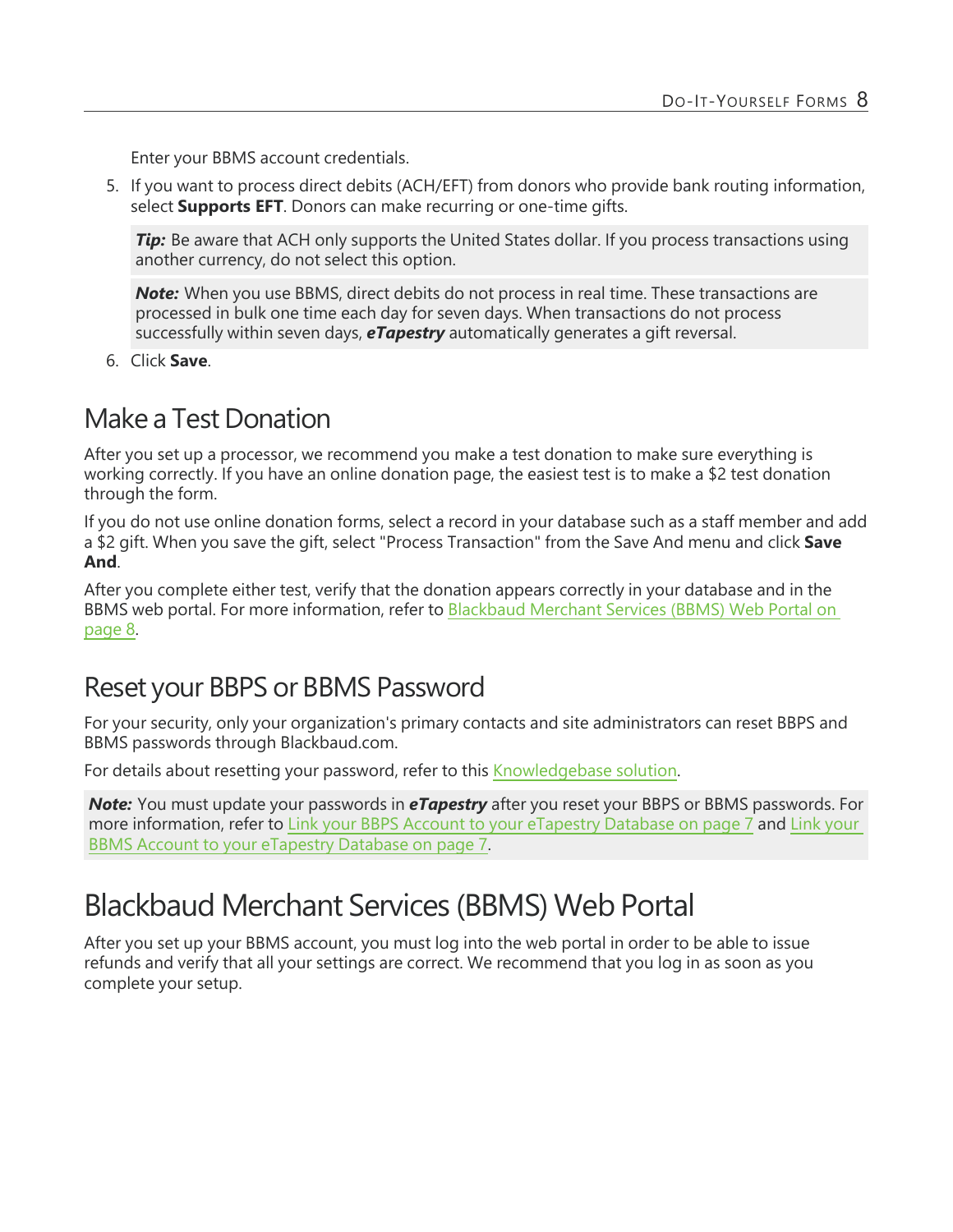Enter your BBMS account credentials.

5. If you want to process direct debits (ACH/EFT) from donors who provide bank routing information, select **Supports EFT**. Donors can make recurring or one-time gifts.

   ***Tip:*** Be aware that ACH only supports the United States dollar. If you process transactions using another currency, do not select this option.

   ***Note:*** When you use BBMS, direct debits do not process in real time. These transactions are processed in bulk one time each day for seven days. When transactions do not process successfully within seven days, ***eTapestry*** automatically generates a gift reversal.

6. Click **Save**.

## Make a Test Donation

After you set up a processor, we recommend you make a test donation to make sure everything is working correctly. If you have an online donation page, the easiest test is to make a $2 test donation through the form.

If you do not use online donation forms, select a record in your database such as a staff member and add a $2 gift. When you save the gift, select "Process Transaction" from the Save And menu and click **Save And**.

After you complete either test, verify that the donation appears correctly in your database and in the BBMS web portal. For more information, refer to Blackbaud Merchant Services (BBMS) Web Portal on page 8.

## Reset your BBPS or BBMS Password

For your security, only your organization's primary contacts and site administrators can reset BBPS and BBMS passwords through Blackbaud.com.

For details about resetting your password, refer to this Knowledgebase solution.

***Note:*** You must update your passwords in ***eTapestry*** after you reset your BBPS or BBMS passwords. For more information, refer to Link your BBPS Account to your eTapestry Database on page 7 and Link your BBMS Account to your eTapestry Database on page 7.

## Blackbaud Merchant Services (BBMS) Web Portal

After you set up your BBMS account, you must log into the web portal in order to be able to issue refunds and verify that all your settings are correct. We recommend that you log in as soon as you complete your setup.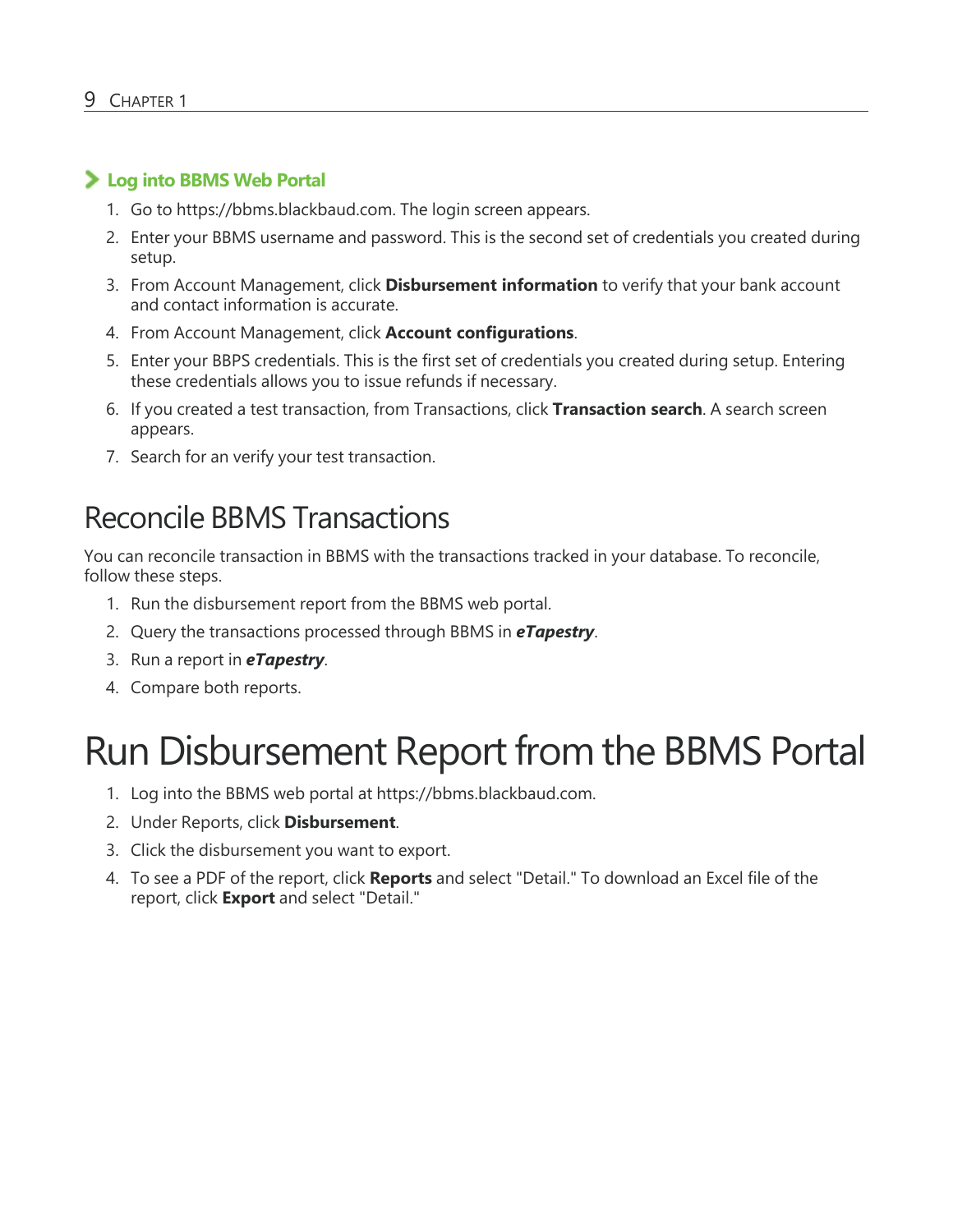### Log into BBMS Web Portal

1. Go to https://bbms.blackbaud.com. The login screen appears.
2. Enter your BBMS username and password. This is the second set of credentials you created during setup.
3. From Account Management, click **Disbursement information** to verify that your bank account and contact information is accurate.
4. From Account Management, click **Account configurations**.
5. Enter your BBPS credentials. This is the first set of credentials you created during setup. Entering these credentials allows you to issue refunds if necessary.
6. If you created a test transaction, from Transactions, click **Transaction search**. A search screen appears.
7. Search for an verify your test transaction.

## Reconcile BBMS Transactions

You can reconcile transaction in BBMS with the transactions tracked in your database. To reconcile, follow these steps.

1. Run the disbursement report from the BBMS web portal.
2. Query the transactions processed through BBMS in ***eTapestry***.
3. Run a report in ***eTapestry***.
4. Compare both reports.

# Run Disbursement Report from the BBMS Portal

1. Log into the BBMS web portal at https://bbms.blackbaud.com.
2. Under Reports, click **Disbursement**.
3. Click the disbursement you want to export.
4. To see a PDF of the report, click **Reports** and select "Detail." To download an Excel file of the report, click **Export** and select "Detail."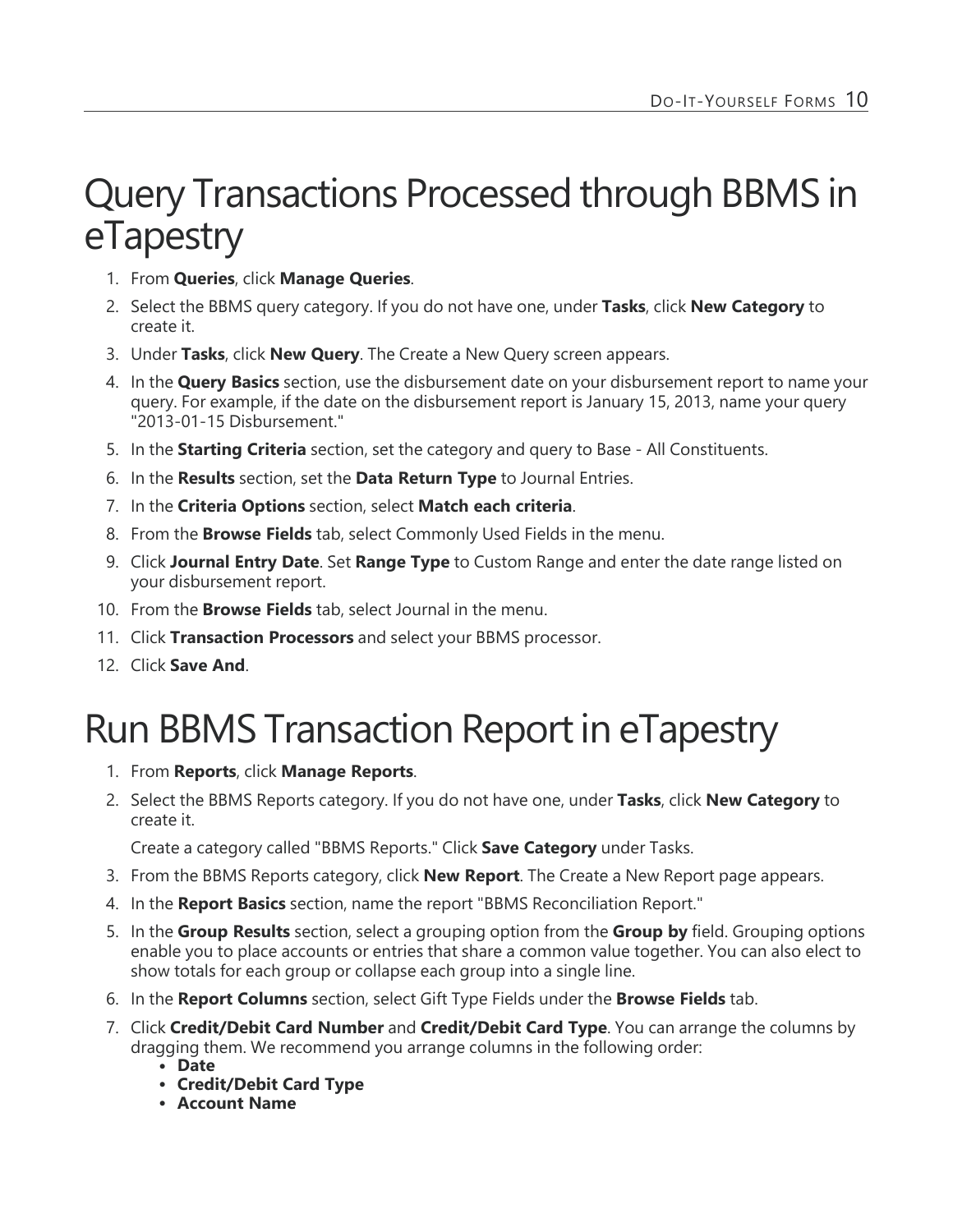# Query Transactions Processed through BBMS in eTapestry

1. From **Queries**, click **Manage Queries**.
2. Select the BBMS query category. If you do not have one, under **Tasks**, click **New Category** to create it.
3. Under **Tasks**, click **New Query**. The Create a New Query screen appears.
4. In the **Query Basics** section, use the disbursement date on your disbursement report to name your query. For example, if the date on the disbursement report is January 15, 2013, name your query "2013-01-15 Disbursement."
5. In the **Starting Criteria** section, set the category and query to Base - All Constituents.
6. In the **Results** section, set the **Data Return Type** to Journal Entries.
7. In the **Criteria Options** section, select **Match each criteria**.
8. From the **Browse Fields** tab, select Commonly Used Fields in the menu.
9. Click **Journal Entry Date**. Set **Range Type** to Custom Range and enter the date range listed on your disbursement report.
10. From the **Browse Fields** tab, select Journal in the menu.
11. Click **Transaction Processors** and select your BBMS processor.
12. Click **Save And**.

# Run BBMS Transaction Report in eTapestry

1. From **Reports**, click **Manage Reports**.
2. Select the BBMS Reports category. If you do not have one, under **Tasks**, click **New Category** to create it.

   Create a category called "BBMS Reports." Click **Save Category** under Tasks.
3. From the BBMS Reports category, click **New Report**. The Create a New Report page appears.
4. In the **Report Basics** section, name the report "BBMS Reconciliation Report."
5. In the **Group Results** section, select a grouping option from the **Group by** field. Grouping options enable you to place accounts or entries that share a common value together. You can also elect to show totals for each group or collapse each group into a single line.
6. In the **Report Columns** section, select Gift Type Fields under the **Browse Fields** tab.
7. Click **Credit/Debit Card Number** and **Credit/Debit Card Type**. You can arrange the columns by dragging them. We recommend you arrange columns in the following order:
   - **Date**
   - **Credit/Debit Card Type**
   - **Account Name**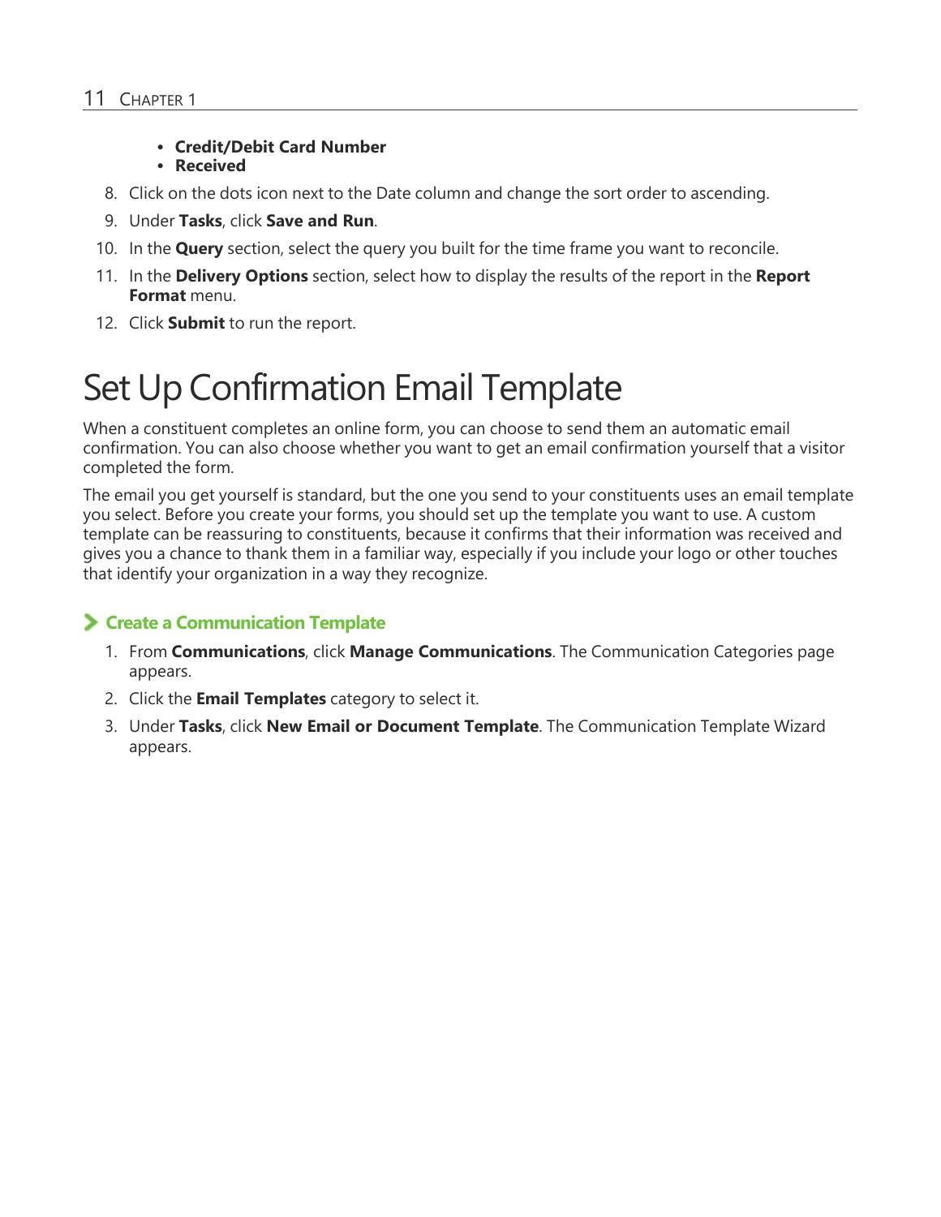- **Credit/Debit Card Number**
- **Received**

8. Click on the dots icon next to the Date column and change the sort order to ascending.
9. Under **Tasks**, click **Save and Run**.
10. In the **Query** section, select the query you built for the time frame you want to reconcile.
11. In the **Delivery Options** section, select how to display the results of the report in the **Report Format** menu.
12. Click **Submit** to run the report.

# Set Up Confirmation Email Template

When a constituent completes an online form, you can choose to send them an automatic email confirmation. You can also choose whether you want to get an email confirmation yourself that a visitor completed the form.

The email you get yourself is standard, but the one you send to your constituents uses an email template you select. Before you create your forms, you should set up the template you want to use. A custom template can be reassuring to constituents, because it confirms that their information was received and gives you a chance to thank them in a familiar way, especially if you include your logo or other touches that identify your organization in a way they recognize.

### Create a Communication Template

1. From **Communications**, click **Manage Communications**. The Communication Categories page appears.
2. Click the **Email Templates** category to select it.
3. Under **Tasks**, click **New Email or Document Template**. The Communication Template Wizard appears.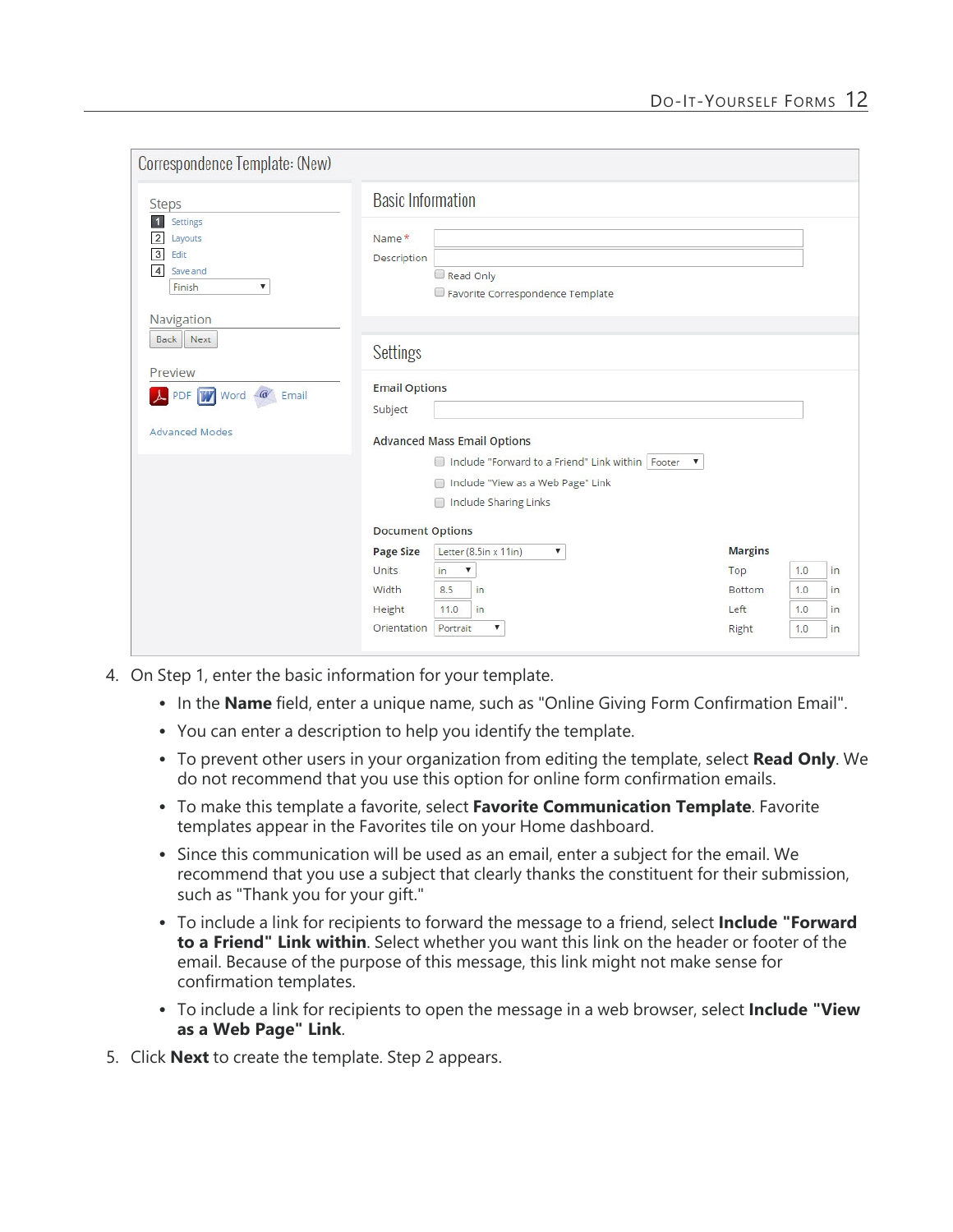Correspondence Template: (New)

Steps

1 Settings
2 Layouts
3 Edit
4 Save and Finish

Navigation

Back Next

Preview

PDF Word Email

Advanced Modes

Basic Information

Name*

Description

Read Only

Favorite Correspondence Template

Settings

Email Options

Subject

Advanced Mass Email Options

Include "Forward to a Friend" Link within Footer

Include "View as a Web Page" Link

Include Sharing Links

Document Options

| Page Size | Letter (8.5in x 11in) | Margins | |
|---|---|---|---|
| Units | in | Top | 1.0 in |
| Width | 8.5 in | Bottom | 1.0 in |
| Height | 11.0 in | Left | 1.0 in |
| Orientation | Portrait | Right | 1.0 in |

4. On Step 1, enter the basic information for your template.
   - In the **Name** field, enter a unique name, such as "Online Giving Form Confirmation Email".
   - You can enter a description to help you identify the template.
   - To prevent other users in your organization from editing the template, select **Read Only**. We do not recommend that you use this option for online form confirmation emails.
   - To make this template a favorite, select **Favorite Communication Template**. Favorite templates appear in the Favorites tile on your Home dashboard.
   - Since this communication will be used as an email, enter a subject for the email. We recommend that you use a subject that clearly thanks the constituent for their submission, such as "Thank you for your gift."
   - To include a link for recipients to forward the message to a friend, select **Include "Forward to a Friend" Link within**. Select whether you want this link on the header or footer of the email. Because of the purpose of this message, this link might not make sense for confirmation templates.
   - To include a link for recipients to open the message in a web browser, select **Include "View as a Web Page" Link**.
5. Click **Next** to create the template. Step 2 appears.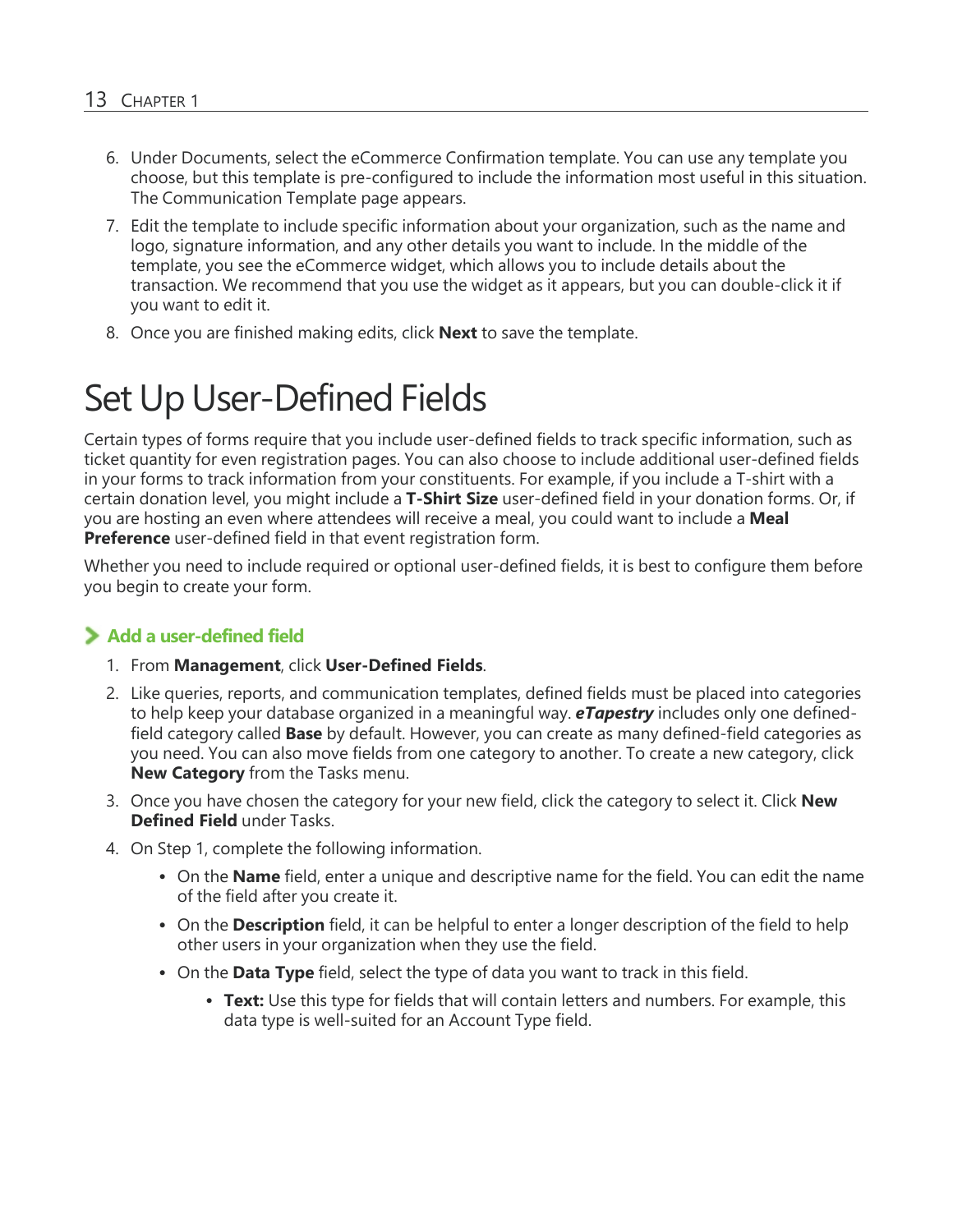6. Under Documents, select the eCommerce Confirmation template. You can use any template you choose, but this template is pre-configured to include the information most useful in this situation. The Communication Template page appears.
7. Edit the template to include specific information about your organization, such as the name and logo, signature information, and any other details you want to include. In the middle of the template, you see the eCommerce widget, which allows you to include details about the transaction. We recommend that you use the widget as it appears, but you can double-click it if you want to edit it.
8. Once you are finished making edits, click **Next** to save the template.

# Set Up User-Defined Fields

Certain types of forms require that you include user-defined fields to track specific information, such as ticket quantity for even registration pages. You can also choose to include additional user-defined fields in your forms to track information from your constituents. For example, if you include a T-shirt with a certain donation level, you might include a **T-Shirt Size** user-defined field in your donation forms. Or, if you are hosting an even where attendees will receive a meal, you could want to include a **Meal Preference** user-defined field in that event registration form.

Whether you need to include required or optional user-defined fields, it is best to configure them before you begin to create your form.

### Add a user-defined field

1. From **Management**, click **User-Defined Fields**.
2. Like queries, reports, and communication templates, defined fields must be placed into categories to help keep your database organized in a meaningful way. ***eTapestry*** includes only one defined-field category called **Base** by default. However, you can create as many defined-field categories as you need. You can also move fields from one category to another. To create a new category, click **New Category** from the Tasks menu.
3. Once you have chosen the category for your new field, click the category to select it. Click **New Defined Field** under Tasks.
4. On Step 1, complete the following information.
    - On the **Name** field, enter a unique and descriptive name for the field. You can edit the name of the field after you create it.
    - On the **Description** field, it can be helpful to enter a longer description of the field to help other users in your organization when they use the field.
    - On the **Data Type** field, select the type of data you want to track in this field.
        - **Text:** Use this type for fields that will contain letters and numbers. For example, this data type is well-suited for an Account Type field.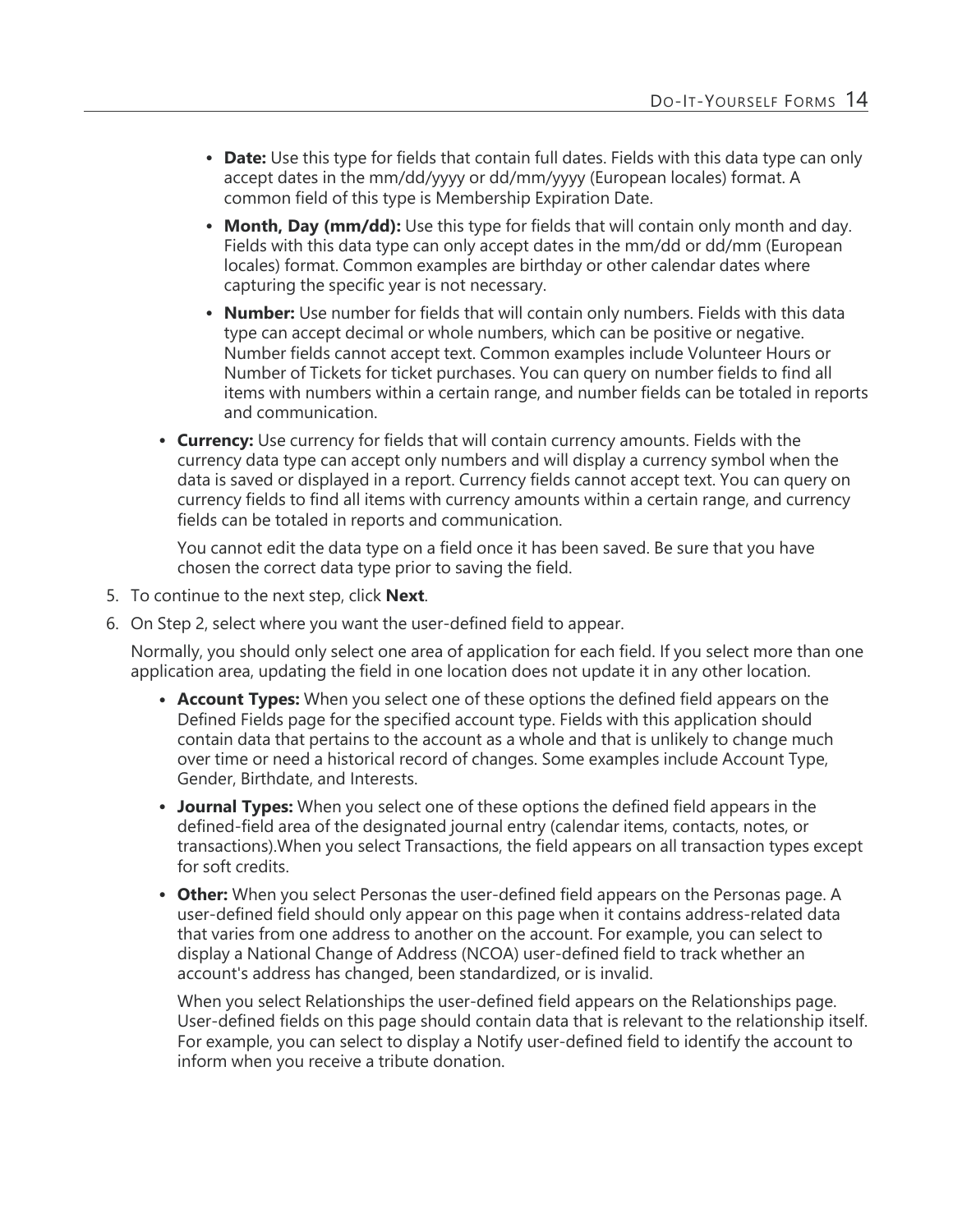- **Date:** Use this type for fields that contain full dates. Fields with this data type can only accept dates in the mm/dd/yyyy or dd/mm/yyyy (European locales) format. A common field of this type is Membership Expiration Date.
    - **Month, Day (mm/dd):** Use this type for fields that will contain only month and day. Fields with this data type can only accept dates in the mm/dd or dd/mm (European locales) format. Common examples are birthday or other calendar dates where capturing the specific year is not necessary.
    - **Number:** Use number for fields that will contain only numbers. Fields with this data type can accept decimal or whole numbers, which can be positive or negative. Number fields cannot accept text. Common examples include Volunteer Hours or Number of Tickets for ticket purchases. You can query on number fields to find all items with numbers within a certain range, and number fields can be totaled in reports and communication.
  - **Currency:** Use currency for fields that will contain currency amounts. Fields with the currency data type can accept only numbers and will display a currency symbol when the data is saved or displayed in a report. Currency fields cannot accept text. You can query on currency fields to find all items with currency amounts within a certain range, and currency fields can be totaled in reports and communication.

    You cannot edit the data type on a field once it has been saved. Be sure that you have chosen the correct data type prior to saving the field.

5. To continue to the next step, click **Next**.
6. On Step 2, select where you want the user-defined field to appear.

   Normally, you should only select one area of application for each field. If you select more than one application area, updating the field in one location does not update it in any other location.

    - **Account Types:** When you select one of these options the defined field appears on the Defined Fields page for the specified account type. Fields with this application should contain data that pertains to the account as a whole and that is unlikely to change much over time or need a historical record of changes. Some examples include Account Type, Gender, Birthdate, and Interests.
    - **Journal Types:** When you select one of these options the defined field appears in the defined-field area of the designated journal entry (calendar items, contacts, notes, or transactions).When you select Transactions, the field appears on all transaction types except for soft credits.
    - **Other:** When you select Personas the user-defined field appears on the Personas page. A user-defined field should only appear on this page when it contains address-related data that varies from one address to another on the account. For example, you can select to display a National Change of Address (NCOA) user-defined field to track whether an account's address has changed, been standardized, or is invalid.

      When you select Relationships the user-defined field appears on the Relationships page. User-defined fields on this page should contain data that is relevant to the relationship itself. For example, you can select to display a Notify user-defined field to identify the account to inform when you receive a tribute donation.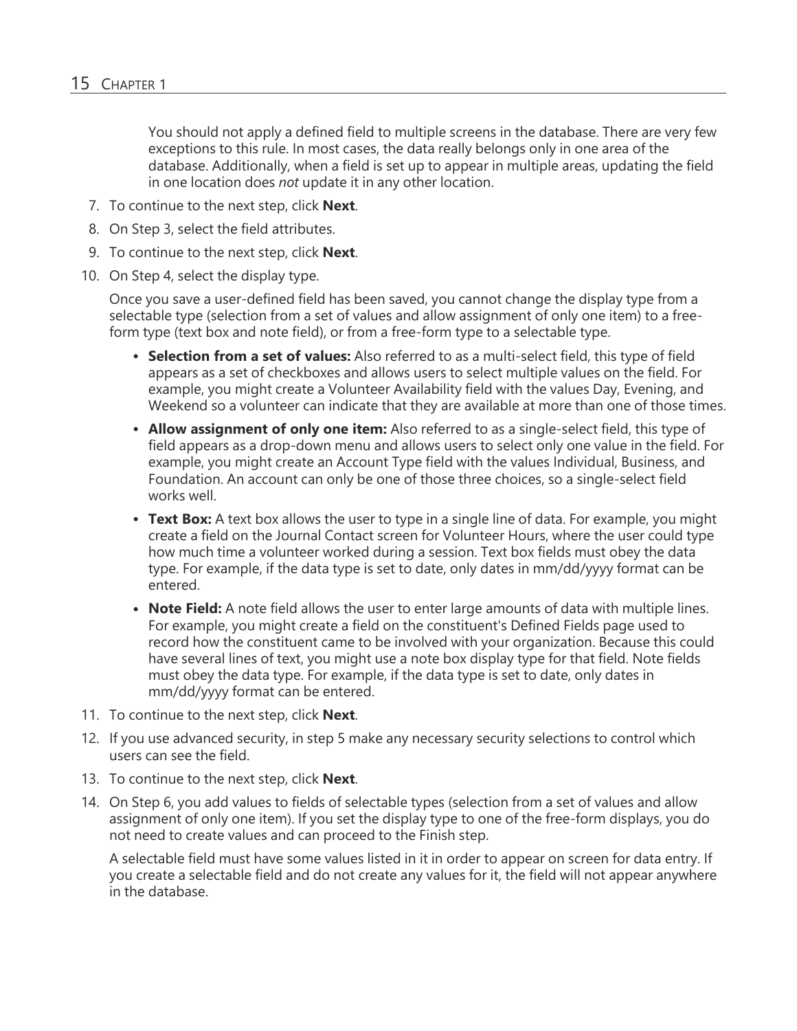You should not apply a defined field to multiple screens in the database. There are very few exceptions to this rule. In most cases, the data really belongs only in one area of the database. Additionally, when a field is set up to appear in multiple areas, updating the field in one location does *not* update it in any other location.

7. To continue to the next step, click **Next**.
8. On Step 3, select the field attributes.
9. To continue to the next step, click **Next**.
10. On Step 4, select the display type.

    Once you save a user-defined field has been saved, you cannot change the display type from a selectable type (selection from a set of values and allow assignment of only one item) to a free-form type (text box and note field), or from a free-form type to a selectable type.

    - **Selection from a set of values:** Also referred to as a multi-select field, this type of field appears as a set of checkboxes and allows users to select multiple values on the field. For example, you might create a Volunteer Availability field with the values Day, Evening, and Weekend so a volunteer can indicate that they are available at more than one of those times.
    - **Allow assignment of only one item:** Also referred to as a single-select field, this type of field appears as a drop-down menu and allows users to select only one value in the field. For example, you might create an Account Type field with the values Individual, Business, and Foundation. An account can only be one of those three choices, so a single-select field works well.
    - **Text Box:** A text box allows the user to type in a single line of data. For example, you might create a field on the Journal Contact screen for Volunteer Hours, where the user could type how much time a volunteer worked during a session. Text box fields must obey the data type. For example, if the data type is set to date, only dates in mm/dd/yyyy format can be entered.
    - **Note Field:** A note field allows the user to enter large amounts of data with multiple lines. For example, you might create a field on the constituent's Defined Fields page used to record how the constituent came to be involved with your organization. Because this could have several lines of text, you might use a note box display type for that field. Note fields must obey the data type. For example, if the data type is set to date, only dates in mm/dd/yyyy format can be entered.

11. To continue to the next step, click **Next**.
12. If you use advanced security, in step 5 make any necessary security selections to control which users can see the field.
13. To continue to the next step, click **Next**.
14. On Step 6, you add values to fields of selectable types (selection from a set of values and allow assignment of only one item). If you set the display type to one of the free-form displays, you do not need to create values and can proceed to the Finish step.

    A selectable field must have some values listed in it in order to appear on screen for data entry. If you create a selectable field and do not create any values for it, the field will not appear anywhere in the database.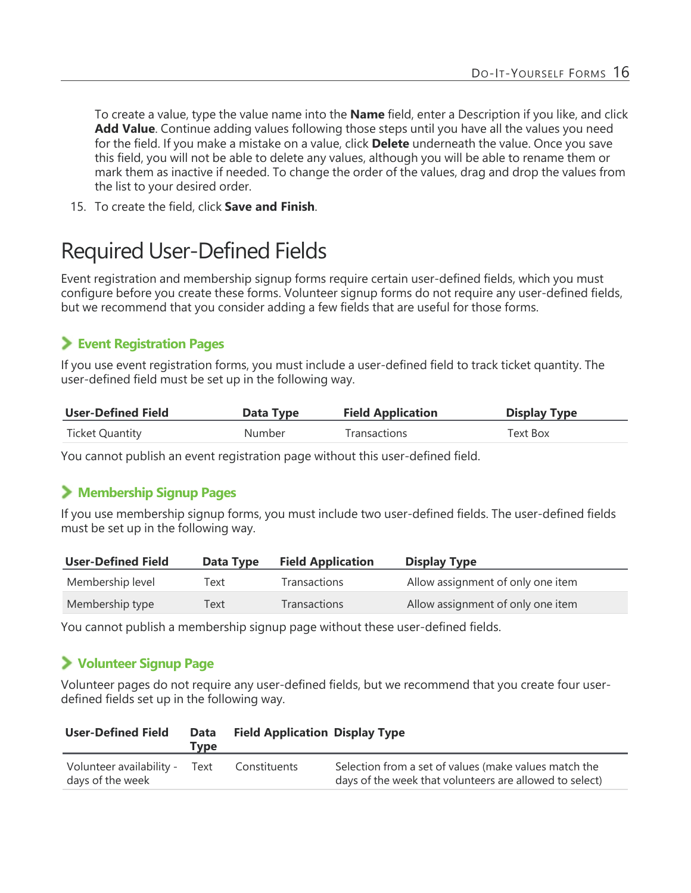To create a value, type the value name into the **Name** field, enter a Description if you like, and click **Add Value**. Continue adding values following those steps until you have all the values you need for the field. If you make a mistake on a value, click **Delete** underneath the value. Once you save this field, you will not be able to delete any values, although you will be able to rename them or mark them as inactive if needed. To change the order of the values, drag and drop the values from the list to your desired order.

15. To create the field, click **Save and Finish**.

# Required User-Defined Fields

Event registration and membership signup forms require certain user-defined fields, which you must configure before you create these forms. Volunteer signup forms do not require any user-defined fields, but we recommend that you consider adding a few fields that are useful for those forms.

## Event Registration Pages

If you use event registration forms, you must include a user-defined field to track ticket quantity. The user-defined field must be set up in the following way.

| User-Defined Field | Data Type | Field Application | Display Type |
|---|---|---|---|
| Ticket Quantity | Number | Transactions | Text Box |

You cannot publish an event registration page without this user-defined field.

## Membership Signup Pages

If you use membership signup forms, you must include two user-defined fields. The user-defined fields must be set up in the following way.

| User-Defined Field | Data Type | Field Application | Display Type |
|---|---|---|---|
| Membership level | Text | Transactions | Allow assignment of only one item |
| Membership type | Text | Transactions | Allow assignment of only one item |

You cannot publish a membership signup page without these user-defined fields.

## Volunteer Signup Page

Volunteer pages do not require any user-defined fields, but we recommend that you create four user-defined fields set up in the following way.

| User-Defined Field | Data Type | Field Application | Display Type |
|---|---|---|---|
| Volunteer availability - days of the week | Text | Constituents | Selection from a set of values (make values match the days of the week that volunteers are allowed to select) |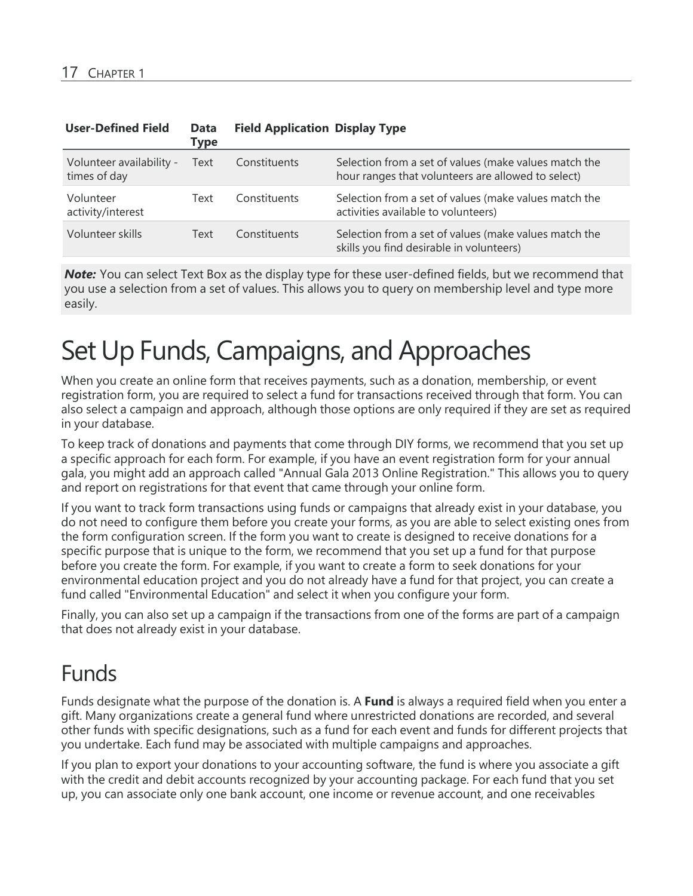| User-Defined Field | Data Type | Field Application | Display Type |
|---|---|---|---|
| Volunteer availability - times of day | Text | Constituents | Selection from a set of values (make values match the hour ranges that volunteers are allowed to select) |
| Volunteer activity/interest | Text | Constituents | Selection from a set of values (make values match the activities available to volunteers) |
| Volunteer skills | Text | Constituents | Selection from a set of values (make values match the skills you find desirable in volunteers) |

***Note:*** You can select Text Box as the display type for these user-defined fields, but we recommend that you use a selection from a set of values. This allows you to query on membership level and type more easily.

# Set Up Funds, Campaigns, and Approaches

When you create an online form that receives payments, such as a donation, membership, or event registration form, you are required to select a fund for transactions received through that form. You can also select a campaign and approach, although those options are only required if they are set as required in your database.

To keep track of donations and payments that come through DIY forms, we recommend that you set up a specific approach for each form. For example, if you have an event registration form for your annual gala, you might add an approach called "Annual Gala 2013 Online Registration." This allows you to query and report on registrations for that event that came through your online form.

If you want to track form transactions using funds or campaigns that already exist in your database, you do not need to configure them before you create your forms, as you are able to select existing ones from the form configuration screen. If the form you want to create is designed to receive donations for a specific purpose that is unique to the form, we recommend that you set up a fund for that purpose before you create the form. For example, if you want to create a form to seek donations for your environmental education project and you do not already have a fund for that project, you can create a fund called "Environmental Education" and select it when you configure your form.

Finally, you can also set up a campaign if the transactions from one of the forms are part of a campaign that does not already exist in your database.

## Funds

Funds designate what the purpose of the donation is. A **Fund** is always a required field when you enter a gift. Many organizations create a general fund where unrestricted donations are recorded, and several other funds with specific designations, such as a fund for each event and funds for different projects that you undertake. Each fund may be associated with multiple campaigns and approaches.

If you plan to export your donations to your accounting software, the fund is where you associate a gift with the credit and debit accounts recognized by your accounting package. For each fund that you set up, you can associate only one bank account, one income or revenue account, and one receivables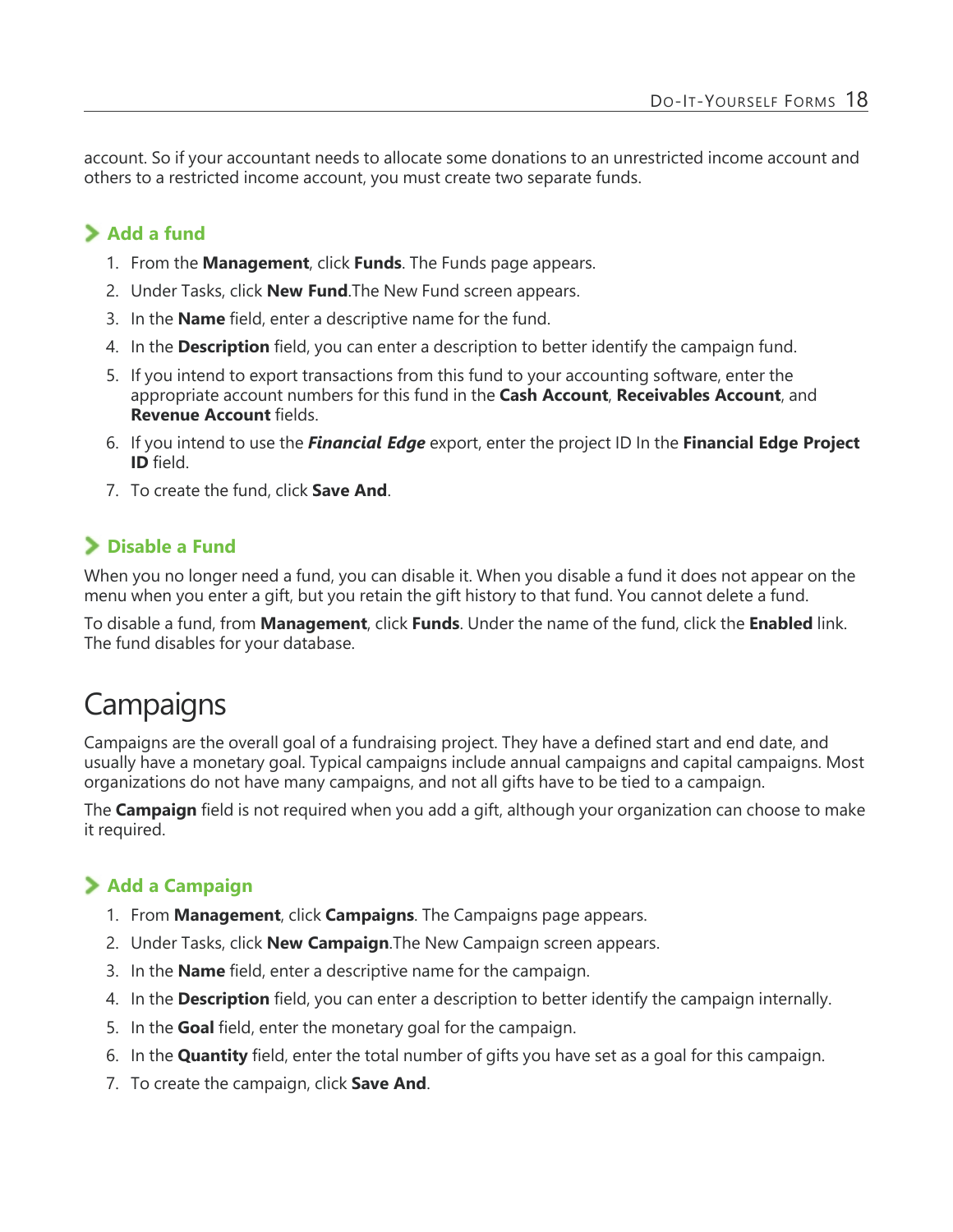account. So if your accountant needs to allocate some donations to an unrestricted income account and others to a restricted income account, you must create two separate funds.

### Add a fund

1. From the **Management**, click **Funds**. The Funds page appears.
2. Under Tasks, click **New Fund**.The New Fund screen appears.
3. In the **Name** field, enter a descriptive name for the fund.
4. In the **Description** field, you can enter a description to better identify the campaign fund.
5. If you intend to export transactions from this fund to your accounting software, enter the appropriate account numbers for this fund in the **Cash Account**, **Receivables Account**, and **Revenue Account** fields.
6. If you intend to use the ***Financial Edge*** export, enter the project ID In the **Financial Edge Project ID** field.
7. To create the fund, click **Save And**.

### Disable a Fund

When you no longer need a fund, you can disable it. When you disable a fund it does not appear on the menu when you enter a gift, but you retain the gift history to that fund. You cannot delete a fund.

To disable a fund, from **Management**, click **Funds**. Under the name of the fund, click the **Enabled** link. The fund disables for your database.

## Campaigns

Campaigns are the overall goal of a fundraising project. They have a defined start and end date, and usually have a monetary goal. Typical campaigns include annual campaigns and capital campaigns. Most organizations do not have many campaigns, and not all gifts have to be tied to a campaign.

The **Campaign** field is not required when you add a gift, although your organization can choose to make it required.

### Add a Campaign

1. From **Management**, click **Campaigns**. The Campaigns page appears.
2. Under Tasks, click **New Campaign**.The New Campaign screen appears.
3. In the **Name** field, enter a descriptive name for the campaign.
4. In the **Description** field, you can enter a description to better identify the campaign internally.
5. In the **Goal** field, enter the monetary goal for the campaign.
6. In the **Quantity** field, enter the total number of gifts you have set as a goal for this campaign.
7. To create the campaign, click **Save And**.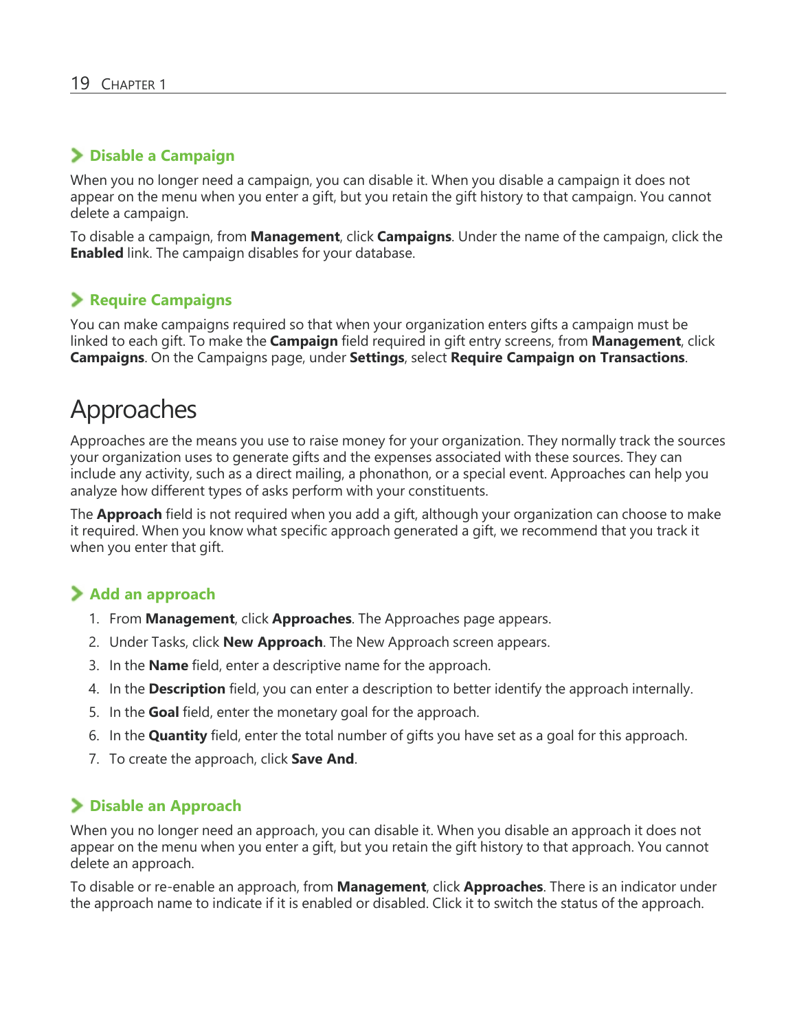### Disable a Campaign

When you no longer need a campaign, you can disable it. When you disable a campaign it does not appear on the menu when you enter a gift, but you retain the gift history to that campaign. You cannot delete a campaign.

To disable a campaign, from **Management**, click **Campaigns**. Under the name of the campaign, click the **Enabled** link. The campaign disables for your database.

### Require Campaigns

You can make campaigns required so that when your organization enters gifts a campaign must be linked to each gift. To make the **Campaign** field required in gift entry screens, from **Management**, click **Campaigns**. On the Campaigns page, under **Settings**, select **Require Campaign on Transactions**.

## Approaches

Approaches are the means you use to raise money for your organization. They normally track the sources your organization uses to generate gifts and the expenses associated with these sources. They can include any activity, such as a direct mailing, a phonathon, or a special event. Approaches can help you analyze how different types of asks perform with your constituents.

The **Approach** field is not required when you add a gift, although your organization can choose to make it required. When you know what specific approach generated a gift, we recommend that you track it when you enter that gift.

### Add an approach

1. From **Management**, click **Approaches**. The Approaches page appears.
2. Under Tasks, click **New Approach**. The New Approach screen appears.
3. In the **Name** field, enter a descriptive name for the approach.
4. In the **Description** field, you can enter a description to better identify the approach internally.
5. In the **Goal** field, enter the monetary goal for the approach.
6. In the **Quantity** field, enter the total number of gifts you have set as a goal for this approach.
7. To create the approach, click **Save And**.

### Disable an Approach

When you no longer need an approach, you can disable it. When you disable an approach it does not appear on the menu when you enter a gift, but you retain the gift history to that approach. You cannot delete an approach.

To disable or re-enable an approach, from **Management**, click **Approaches**. There is an indicator under the approach name to indicate if it is enabled or disabled. Click it to switch the status of the approach.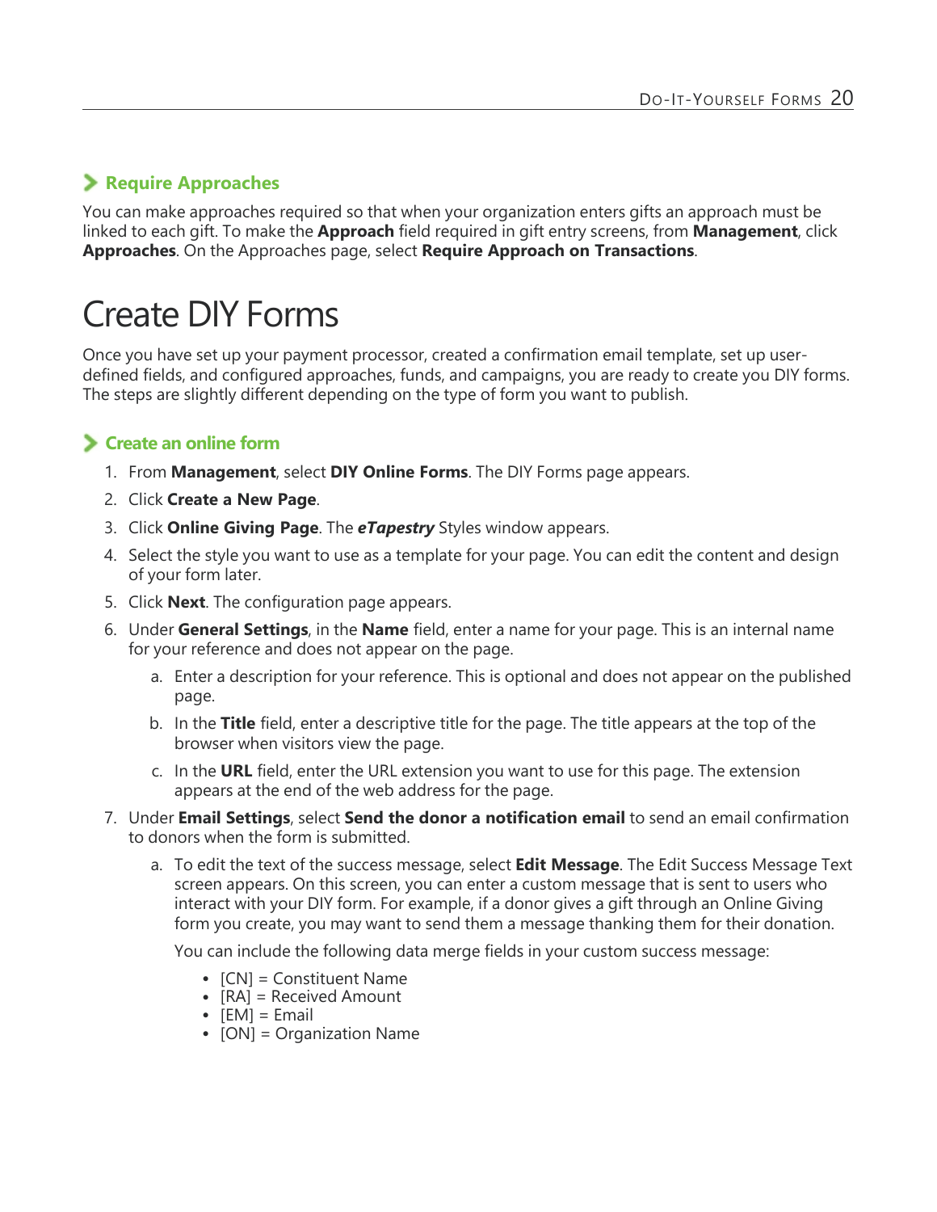### Require Approaches

You can make approaches required so that when your organization enters gifts an approach must be linked to each gift. To make the **Approach** field required in gift entry screens, from **Management**, click **Approaches**. On the Approaches page, select **Require Approach on Transactions**.

# Create DIY Forms

Once you have set up your payment processor, created a confirmation email template, set up user-defined fields, and configured approaches, funds, and campaigns, you are ready to create you DIY forms. The steps are slightly different depending on the type of form you want to publish.

### Create an online form

1. From **Management**, select **DIY Online Forms**. The DIY Forms page appears.
2. Click **Create a New Page**.
3. Click **Online Giving Page**. The ***eTapestry*** Styles window appears.
4. Select the style you want to use as a template for your page. You can edit the content and design of your form later.
5. Click **Next**. The configuration page appears.
6. Under **General Settings**, in the **Name** field, enter a name for your page. This is an internal name for your reference and does not appear on the page.
   a. Enter a description for your reference. This is optional and does not appear on the published page.
   b. In the **Title** field, enter a descriptive title for the page. The title appears at the top of the browser when visitors view the page.
   c. In the **URL** field, enter the URL extension you want to use for this page. The extension appears at the end of the web address for the page.
7. Under **Email Settings**, select **Send the donor a notification email** to send an email confirmation to donors when the form is submitted.
   a. To edit the text of the success message, select **Edit Message**. The Edit Success Message Text screen appears. On this screen, you can enter a custom message that is sent to users who interact with your DIY form. For example, if a donor gives a gift through an Online Giving form you create, you may want to send them a message thanking them for their donation.

      You can include the following data merge fields in your custom success message:

      - [CN] = Constituent Name
      - [RA] = Received Amount
      - [EM] = Email
      - [ON] = Organization Name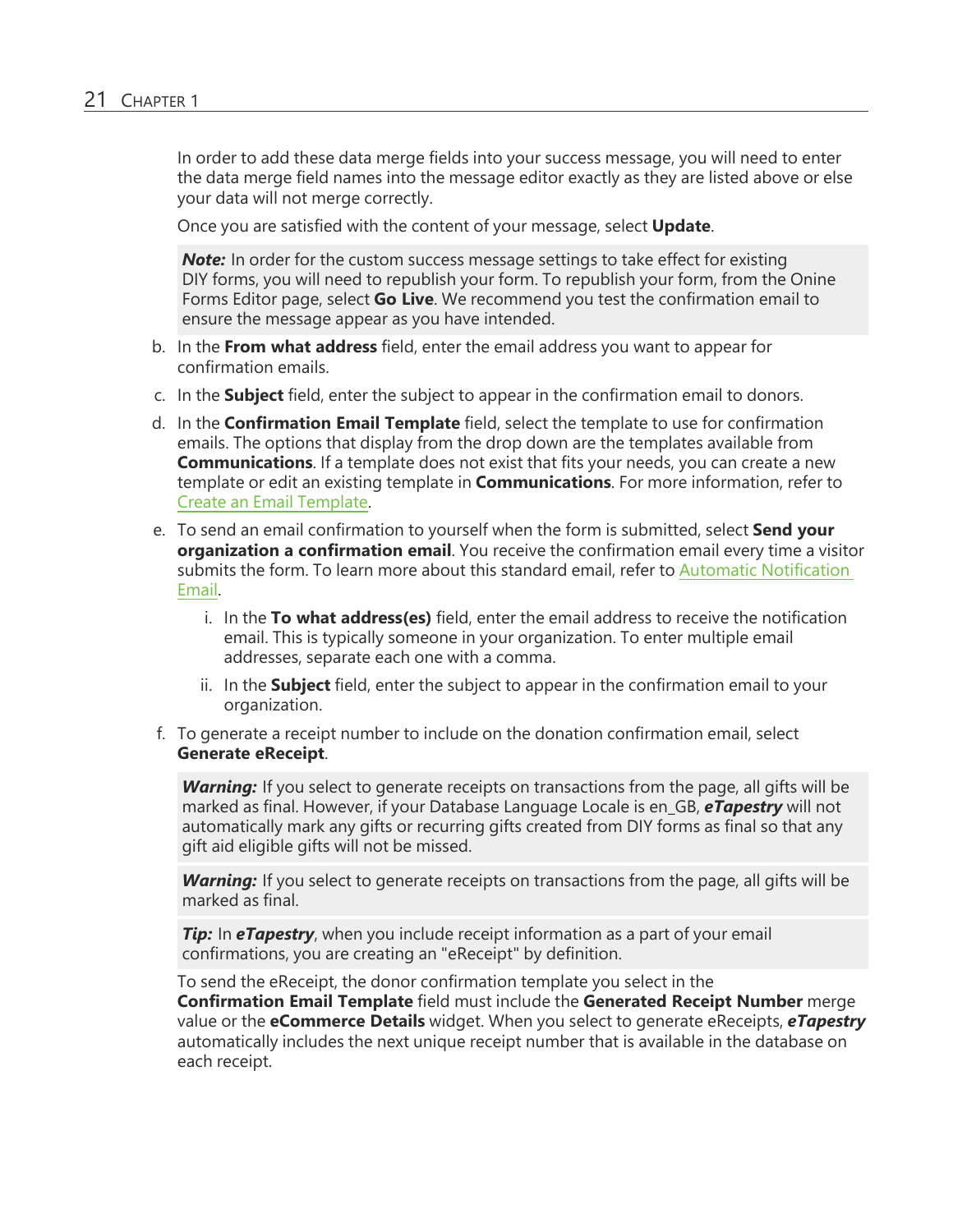In order to add these data merge fields into your success message, you will need to enter the data merge field names into the message editor exactly as they are listed above or else your data will not merge correctly.

Once you are satisfied with the content of your message, select **Update**.

> ***Note:*** In order for the custom success message settings to take effect for existing DIY forms, you will need to republish your form. To republish your form, from the Onine Forms Editor page, select **Go Live**. We recommend you test the confirmation email to ensure the message appear as you have intended.

b. In the **From what address** field, enter the email address you want to appear for confirmation emails.

c. In the **Subject** field, enter the subject to appear in the confirmation email to donors.

d. In the **Confirmation Email Template** field, select the template to use for confirmation emails. The options that display from the drop down are the templates available from **Communications**. If a template does not exist that fits your needs, you can create a new template or edit an existing template in **Communications**. For more information, refer to Create an Email Template.

e. To send an email confirmation to yourself when the form is submitted, select **Send your organization a confirmation email**. You receive the confirmation email every time a visitor submits the form. To learn more about this standard email, refer to Automatic Notification Email.

   i. In the **To what address(es)** field, enter the email address to receive the notification email. This is typically someone in your organization. To enter multiple email addresses, separate each one with a comma.

   ii. In the **Subject** field, enter the subject to appear in the confirmation email to your organization.

f. To generate a receipt number to include on the donation confirmation email, select **Generate eReceipt**.

> ***Warning:*** If you select to generate receipts on transactions from the page, all gifts will be marked as final. However, if your Database Language Locale is en_GB, ***eTapestry*** will not automatically mark any gifts or recurring gifts created from DIY forms as final so that any gift aid eligible gifts will not be missed.

> ***Warning:*** If you select to generate receipts on transactions from the page, all gifts will be marked as final.

> ***Tip:*** In ***eTapestry***, when you include receipt information as a part of your email confirmations, you are creating an "eReceipt" by definition.

To send the eReceipt, the donor confirmation template you select in the **Confirmation Email Template** field must include the **Generated Receipt Number** merge value or the **eCommerce Details** widget. When you select to generate eReceipts, ***eTapestry*** automatically includes the next unique receipt number that is available in the database on each receipt.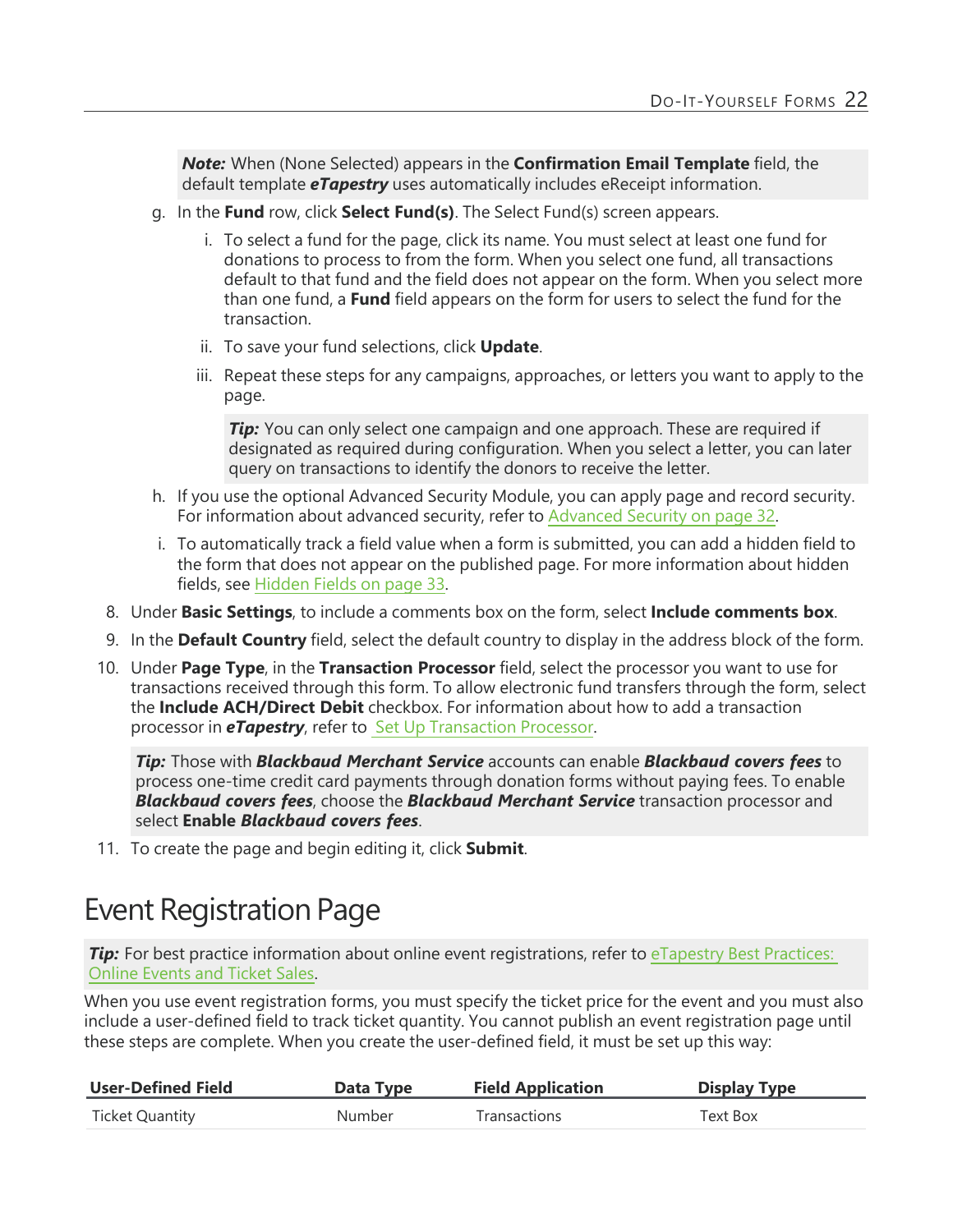> ***Note:*** When (None Selected) appears in the **Confirmation Email Template** field, the default template ***eTapestry*** uses automatically includes eReceipt information.

g. In the **Fund** row, click **Select Fund(s)**. The Select Fund(s) screen appears.

   i. To select a fund for the page, click its name. You must select at least one fund for donations to process to from the form. When you select one fund, all transactions default to that fund and the field does not appear on the form. When you select more than one fund, a **Fund** field appears on the form for users to select the fund for the transaction.

   ii. To save your fund selections, click **Update**.

   iii. Repeat these steps for any campaigns, approaches, or letters you want to apply to the page.

   > ***Tip:*** You can only select one campaign and one approach. These are required if designated as required during configuration. When you select a letter, you can later query on transactions to identify the donors to receive the letter.

h. If you use the optional Advanced Security Module, you can apply page and record security. For information about advanced security, refer to Advanced Security on page 32.

i. To automatically track a field value when a form is submitted, you can add a hidden field to the form that does not appear on the published page. For more information about hidden fields, see Hidden Fields on page 33.

8. Under **Basic Settings**, to include a comments box on the form, select **Include comments box**.
9. In the **Default Country** field, select the default country to display in the address block of the form.
10. Under **Page Type**, in the **Transaction Processor** field, select the processor you want to use for transactions received through this form. To allow electronic fund transfers through the form, select the **Include ACH/Direct Debit** checkbox. For information about how to add a transaction processor in ***eTapestry***, refer to Set Up Transaction Processor.

> ***Tip:*** Those with ***Blackbaud Merchant Service*** accounts can enable ***Blackbaud covers fees*** to process one-time credit card payments through donation forms without paying fees. To enable ***Blackbaud covers fees***, choose the ***Blackbaud Merchant Service*** transaction processor and select **Enable *Blackbaud covers fees***.

11. To create the page and begin editing it, click **Submit**.

# Event Registration Page

> ***Tip:*** For best practice information about online event registrations, refer to eTapestry Best Practices: Online Events and Ticket Sales.

When you use event registration forms, you must specify the ticket price for the event and you must also include a user-defined field to track ticket quantity. You cannot publish an event registration page until these steps are complete. When you create the user-defined field, it must be set up this way:

| User-Defined Field | Data Type | Field Application | Display Type |
|---|---|---|---|
| Ticket Quantity | Number | Transactions | Text Box |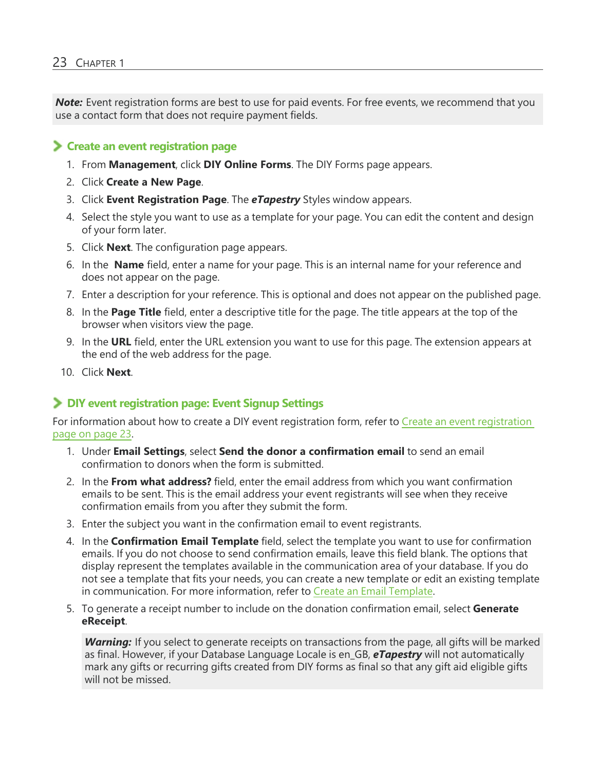**Note:** Event registration forms are best to use for paid events. For free events, we recommend that you use a contact form that does not require payment fields.

## Create an event registration page

1. From **Management**, click **DIY Online Forms**. The DIY Forms page appears.
2. Click **Create a New Page**.
3. Click **Event Registration Page**. The ***eTapestry*** Styles window appears.
4. Select the style you want to use as a template for your page. You can edit the content and design of your form later.
5. Click **Next**. The configuration page appears.
6. In the **Name** field, enter a name for your page. This is an internal name for your reference and does not appear on the page.
7. Enter a description for your reference. This is optional and does not appear on the published page.
8. In the **Page Title** field, enter a descriptive title for the page. The title appears at the top of the browser when visitors view the page.
9. In the **URL** field, enter the URL extension you want to use for this page. The extension appears at the end of the web address for the page.
10. Click **Next**.

## DIY event registration page: Event Signup Settings

For information about how to create a DIY event registration form, refer to Create an event registration page on page 23.

1. Under **Email Settings**, select **Send the donor a confirmation email** to send an email confirmation to donors when the form is submitted.
2. In the **From what address?** field, enter the email address from which you want confirmation emails to be sent. This is the email address your event registrants will see when they receive confirmation emails from you after they submit the form.
3. Enter the subject you want in the confirmation email to event registrants.
4. In the **Confirmation Email Template** field, select the template you want to use for confirmation emails. If you do not choose to send confirmation emails, leave this field blank. The options that display represent the templates available in the communication area of your database. If you do not see a template that fits your needs, you can create a new template or edit an existing template in communication. For more information, refer to Create an Email Template.
5. To generate a receipt number to include on the donation confirmation email, select **Generate eReceipt**.

   ***Warning:*** If you select to generate receipts on transactions from the page, all gifts will be marked as final. However, if your Database Language Locale is en_GB, ***eTapestry*** will not automatically mark any gifts or recurring gifts created from DIY forms as final so that any gift aid eligible gifts will not be missed.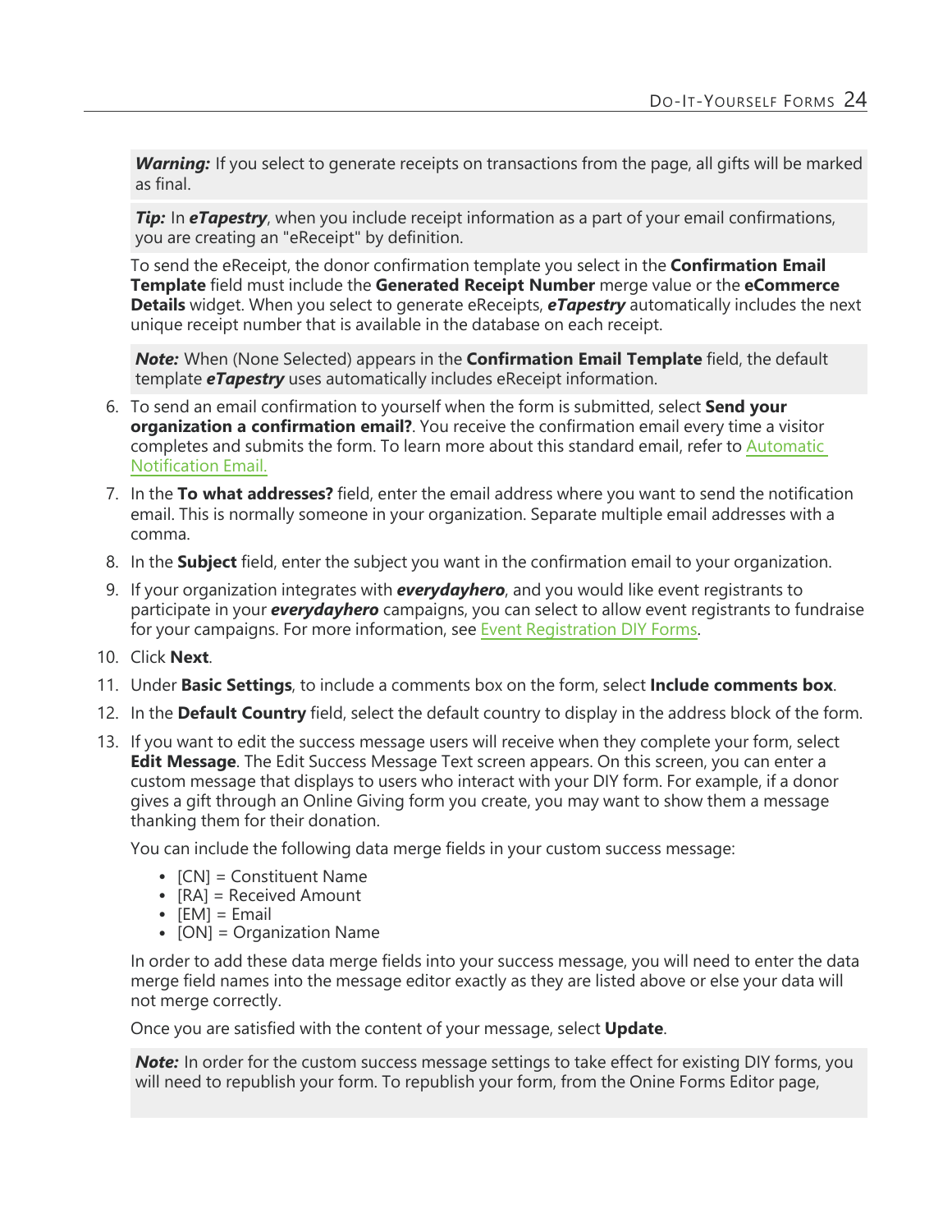***Warning:*** If you select to generate receipts on transactions from the page, all gifts will be marked as final.

***Tip:*** In ***eTapestry***, when you include receipt information as a part of your email confirmations, you are creating an "eReceipt" by definition.

To send the eReceipt, the donor confirmation template you select in the **Confirmation Email Template** field must include the **Generated Receipt Number** merge value or the **eCommerce Details** widget. When you select to generate eReceipts, ***eTapestry*** automatically includes the next unique receipt number that is available in the database on each receipt.

***Note:*** When (None Selected) appears in the **Confirmation Email Template** field, the default template ***eTapestry*** uses automatically includes eReceipt information.

6. To send an email confirmation to yourself when the form is submitted, select **Send your organization a confirmation email?**. You receive the confirmation email every time a visitor completes and submits the form. To learn more about this standard email, refer to Automatic Notification Email.
7. In the **To what addresses?** field, enter the email address where you want to send the notification email. This is normally someone in your organization. Separate multiple email addresses with a comma.
8. In the **Subject** field, enter the subject you want in the confirmation email to your organization.
9. If your organization integrates with ***everydayhero***, and you would like event registrants to participate in your ***everydayhero*** campaigns, you can select to allow event registrants to fundraise for your campaigns. For more information, see Event Registration DIY Forms.
10. Click **Next**.
11. Under **Basic Settings**, to include a comments box on the form, select **Include comments box**.
12. In the **Default Country** field, select the default country to display in the address block of the form.
13. If you want to edit the success message users will receive when they complete your form, select **Edit Message**. The Edit Success Message Text screen appears. On this screen, you can enter a custom message that displays to users who interact with your DIY form. For example, if a donor gives a gift through an Online Giving form you create, you may want to show them a message thanking them for their donation.

    You can include the following data merge fields in your custom success message:

    - [CN] = Constituent Name
    - [RA] = Received Amount
    - [EM] = Email
    - [ON] = Organization Name

    In order to add these data merge fields into your success message, you will need to enter the data merge field names into the message editor exactly as they are listed above or else your data will not merge correctly.

    Once you are satisfied with the content of your message, select **Update**.

    ***Note:*** In order for the custom success message settings to take effect for existing DIY forms, you will need to republish your form. To republish your form, from the Onine Forms Editor page,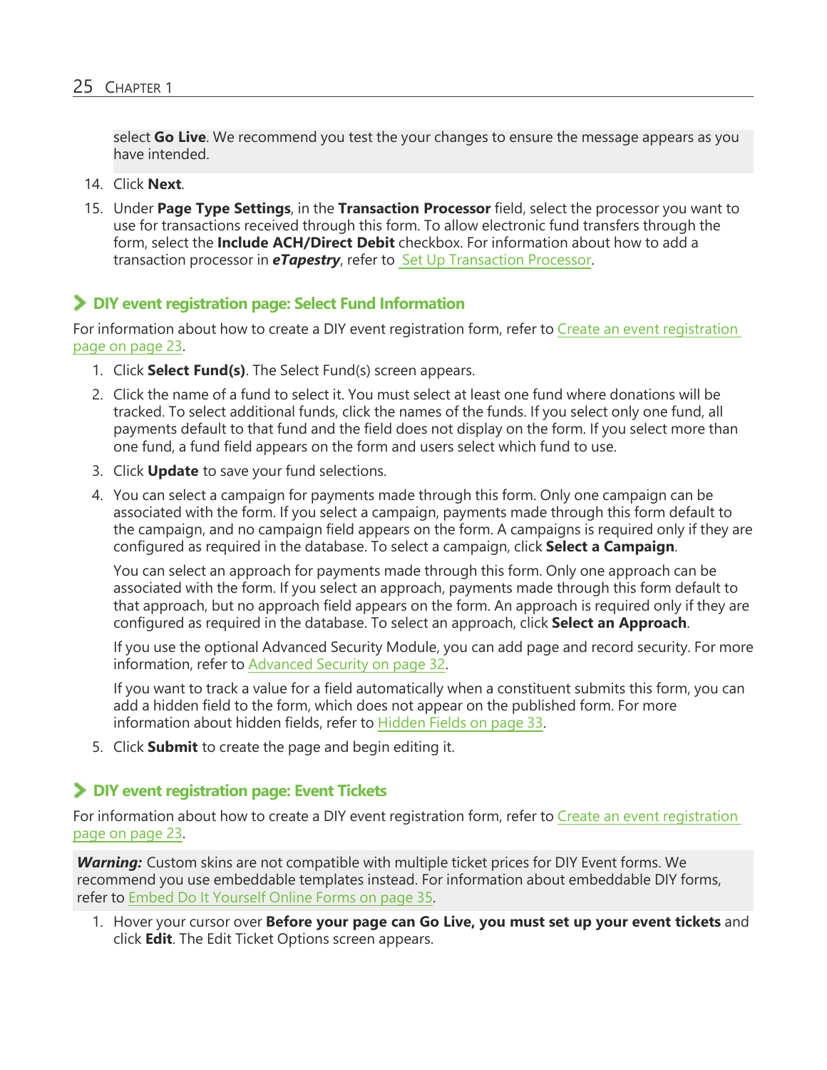select **Go Live**. We recommend you test the your changes to ensure the message appears as you have intended.

14. Click **Next**.
15. Under **Page Type Settings**, in the **Transaction Processor** field, select the processor you want to use for transactions received through this form. To allow electronic fund transfers through the form, select the **Include ACH/Direct Debit** checkbox. For information about how to add a transaction processor in ***eTapestry***, refer to Set Up Transaction Processor.

## DIY event registration page: Select Fund Information

For information about how to create a DIY event registration form, refer to Create an event registration page on page 23.

1. Click **Select Fund(s)**. The Select Fund(s) screen appears.
2. Click the name of a fund to select it. You must select at least one fund where donations will be tracked. To select additional funds, click the names of the funds. If you select only one fund, all payments default to that fund and the field does not display on the form. If you select more than one fund, a fund field appears on the form and users select which fund to use.
3. Click **Update** to save your fund selections.
4. You can select a campaign for payments made through this form. Only one campaign can be associated with the form. If you select a campaign, payments made through this form default to the campaign, and no campaign field appears on the form. A campaigns is required only if they are configured as required in the database. To select a campaign, click **Select a Campaign**.

   You can select an approach for payments made through this form. Only one approach can be associated with the form. If you select an approach, payments made through this form default to that approach, but no approach field appears on the form. An approach is required only if they are configured as required in the database. To select an approach, click **Select an Approach**.

   If you use the optional Advanced Security Module, you can add page and record security. For more information, refer to Advanced Security on page 32.

   If you want to track a value for a field automatically when a constituent submits this form, you can add a hidden field to the form, which does not appear on the published form. For more information about hidden fields, refer to Hidden Fields on page 33.
5. Click **Submit** to create the page and begin editing it.

## DIY event registration page: Event Tickets

For information about how to create a DIY event registration form, refer to Create an event registration page on page 23.

***Warning:*** Custom skins are not compatible with multiple ticket prices for DIY Event forms. We recommend you use embeddable templates instead. For information about embeddable DIY forms, refer to Embed Do It Yourself Online Forms on page 35.

1. Hover your cursor over **Before your page can Go Live, you must set up your event tickets** and click **Edit**. The Edit Ticket Options screen appears.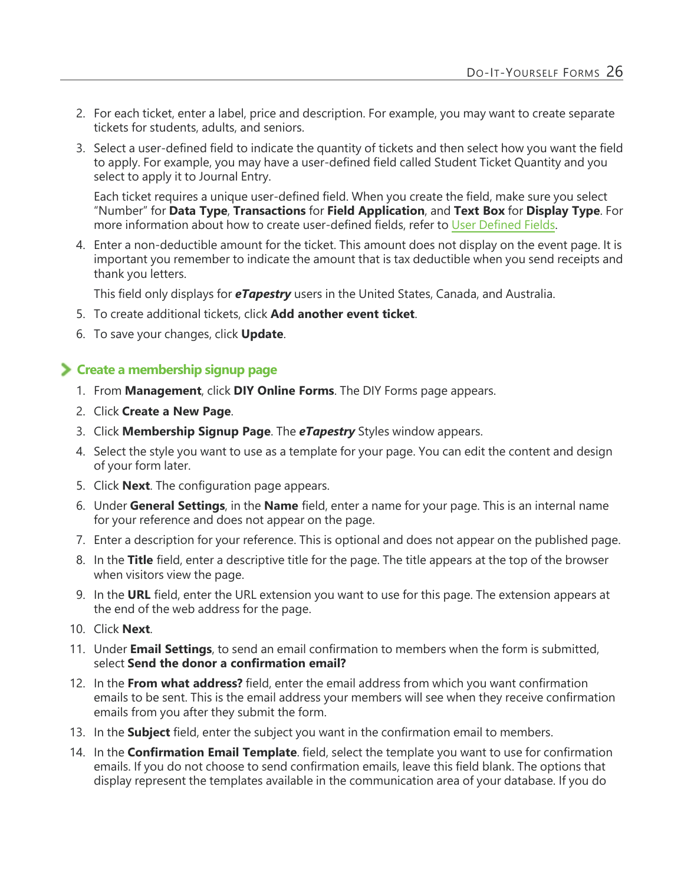2. For each ticket, enter a label, price and description. For example, you may want to create separate tickets for students, adults, and seniors.
3. Select a user-defined field to indicate the quantity of tickets and then select how you want the field to apply. For example, you may have a user-defined field called Student Ticket Quantity and you select to apply it to Journal Entry.

   Each ticket requires a unique user-defined field. When you create the field, make sure you select "Number" for **Data Type**, **Transactions** for **Field Application**, and **Text Box** for **Display Type**. For more information about how to create user-defined fields, refer to User Defined Fields.
4. Enter a non-deductible amount for the ticket. This amount does not display on the event page. It is important you remember to indicate the amount that is tax deductible when you send receipts and thank you letters.

   This field only displays for ***eTapestry*** users in the United States, Canada, and Australia.
5. To create additional tickets, click **Add another event ticket**.
6. To save your changes, click **Update**.

### Create a membership signup page

1. From **Management**, click **DIY Online Forms**. The DIY Forms page appears.
2. Click **Create a New Page**.
3. Click **Membership Signup Page**. The ***eTapestry*** Styles window appears.
4. Select the style you want to use as a template for your page. You can edit the content and design of your form later.
5. Click **Next**. The configuration page appears.
6. Under **General Settings**, in the **Name** field, enter a name for your page. This is an internal name for your reference and does not appear on the page.
7. Enter a description for your reference. This is optional and does not appear on the published page.
8. In the **Title** field, enter a descriptive title for the page. The title appears at the top of the browser when visitors view the page.
9. In the **URL** field, enter the URL extension you want to use for this page. The extension appears at the end of the web address for the page.
10. Click **Next**.
11. Under **Email Settings**, to send an email confirmation to members when the form is submitted, select **Send the donor a confirmation email?**
12. In the **From what address?** field, enter the email address from which you want confirmation emails to be sent. This is the email address your members will see when they receive confirmation emails from you after they submit the form.
13. In the **Subject** field, enter the subject you want in the confirmation email to members.
14. In the **Confirmation Email Template**. field, select the template you want to use for confirmation emails. If you do not choose to send confirmation emails, leave this field blank. The options that display represent the templates available in the communication area of your database. If you do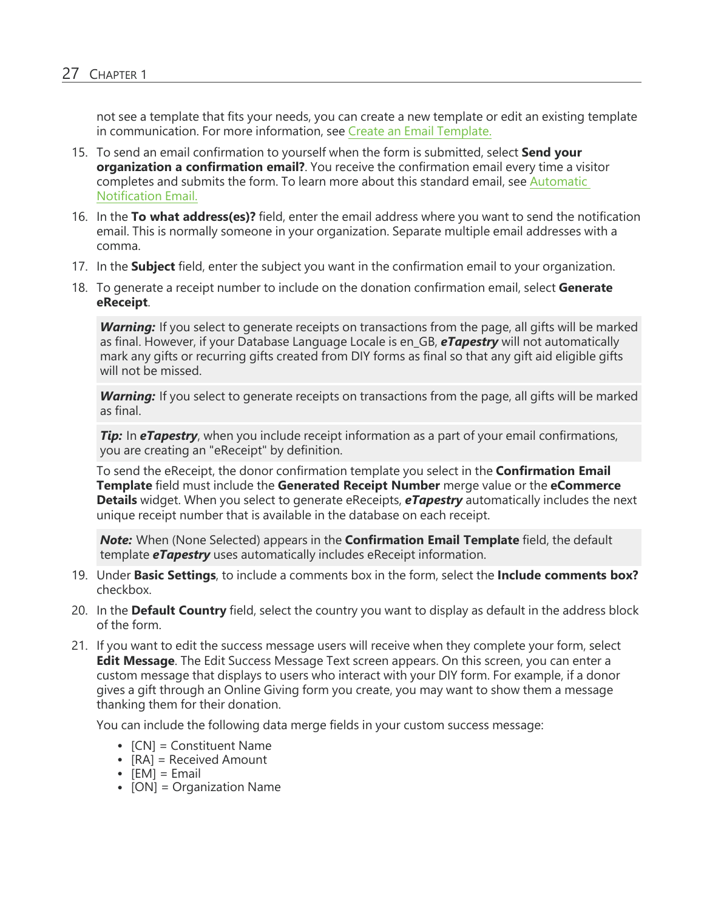not see a template that fits your needs, you can create a new template or edit an existing template in communication. For more information, see Create an Email Template.

15. To send an email confirmation to yourself when the form is submitted, select **Send your organization a confirmation email?**. You receive the confirmation email every time a visitor completes and submits the form. To learn more about this standard email, see Automatic Notification Email.

16. In the **To what address(es)?** field, enter the email address where you want to send the notification email. This is normally someone in your organization. Separate multiple email addresses with a comma.

17. In the **Subject** field, enter the subject you want in the confirmation email to your organization.

18. To generate a receipt number to include on the donation confirmation email, select **Generate eReceipt**.

    > ***Warning:*** If you select to generate receipts on transactions from the page, all gifts will be marked as final. However, if your Database Language Locale is en_GB, ***eTapestry*** will not automatically mark any gifts or recurring gifts created from DIY forms as final so that any gift aid eligible gifts will not be missed.

    > ***Warning:*** If you select to generate receipts on transactions from the page, all gifts will be marked as final.

    > ***Tip:*** In ***eTapestry***, when you include receipt information as a part of your email confirmations, you are creating an "eReceipt" by definition.

    To send the eReceipt, the donor confirmation template you select in the **Confirmation Email Template** field must include the **Generated Receipt Number** merge value or the **eCommerce Details** widget. When you select to generate eReceipts, ***eTapestry*** automatically includes the next unique receipt number that is available in the database on each receipt.

    > ***Note:*** When (None Selected) appears in the **Confirmation Email Template** field, the default template ***eTapestry*** uses automatically includes eReceipt information.

19. Under **Basic Settings**, to include a comments box in the form, select the **Include comments box?** checkbox.

20. In the **Default Country** field, select the country you want to display as default in the address block of the form.

21. If you want to edit the success message users will receive when they complete your form, select **Edit Message**. The Edit Success Message Text screen appears. On this screen, you can enter a custom message that displays to users who interact with your DIY form. For example, if a donor gives a gift through an Online Giving form you create, you may want to show them a message thanking them for their donation.

    You can include the following data merge fields in your custom success message:

    - [CN] = Constituent Name
    - [RA] = Received Amount
    - [EM] = Email
    - [ON] = Organization Name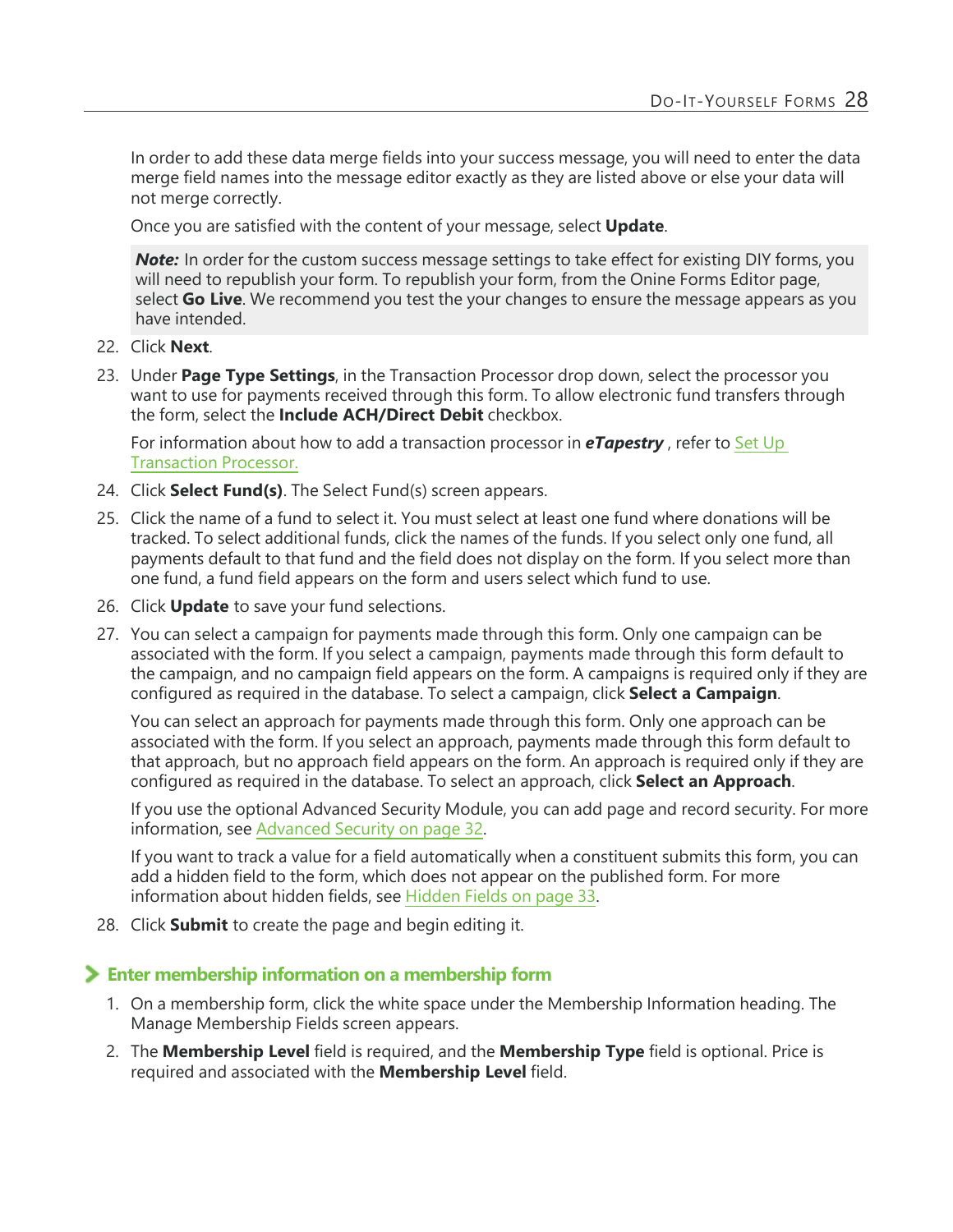In order to add these data merge fields into your success message, you will need to enter the data merge field names into the message editor exactly as they are listed above or else your data will not merge correctly.

Once you are satisfied with the content of your message, select **Update**.

> ***Note:*** In order for the custom success message settings to take effect for existing DIY forms, you will need to republish your form. To republish your form, from the Onine Forms Editor page, select **Go Live**. We recommend you test the your changes to ensure the message appears as you have intended.

22. Click **Next**.
23. Under **Page Type Settings**, in the Transaction Processor drop down, select the processor you want to use for payments received through this form. To allow electronic fund transfers through the form, select the **Include ACH/Direct Debit** checkbox.

    For information about how to add a transaction processor in ***eTapestry*** , refer to Set Up Transaction Processor.
24. Click **Select Fund(s)**. The Select Fund(s) screen appears.
25. Click the name of a fund to select it. You must select at least one fund where donations will be tracked. To select additional funds, click the names of the funds. If you select only one fund, all payments default to that fund and the field does not display on the form. If you select more than one fund, a fund field appears on the form and users select which fund to use.
26. Click **Update** to save your fund selections.
27. You can select a campaign for payments made through this form. Only one campaign can be associated with the form. If you select a campaign, payments made through this form default to the campaign, and no campaign field appears on the form. A campaigns is required only if they are configured as required in the database. To select a campaign, click **Select a Campaign**.

    You can select an approach for payments made through this form. Only one approach can be associated with the form. If you select an approach, payments made through this form default to that approach, but no approach field appears on the form. An approach is required only if they are configured as required in the database. To select an approach, click **Select an Approach**.

    If you use the optional Advanced Security Module, you can add page and record security. For more information, see Advanced Security on page 32.

    If you want to track a value for a field automatically when a constituent submits this form, you can add a hidden field to the form, which does not appear on the published form. For more information about hidden fields, see Hidden Fields on page 33.
28. Click **Submit** to create the page and begin editing it.

### Enter membership information on a membership form

1. On a membership form, click the white space under the Membership Information heading. The Manage Membership Fields screen appears.
2. The **Membership Level** field is required, and the **Membership Type** field is optional. Price is required and associated with the **Membership Level** field.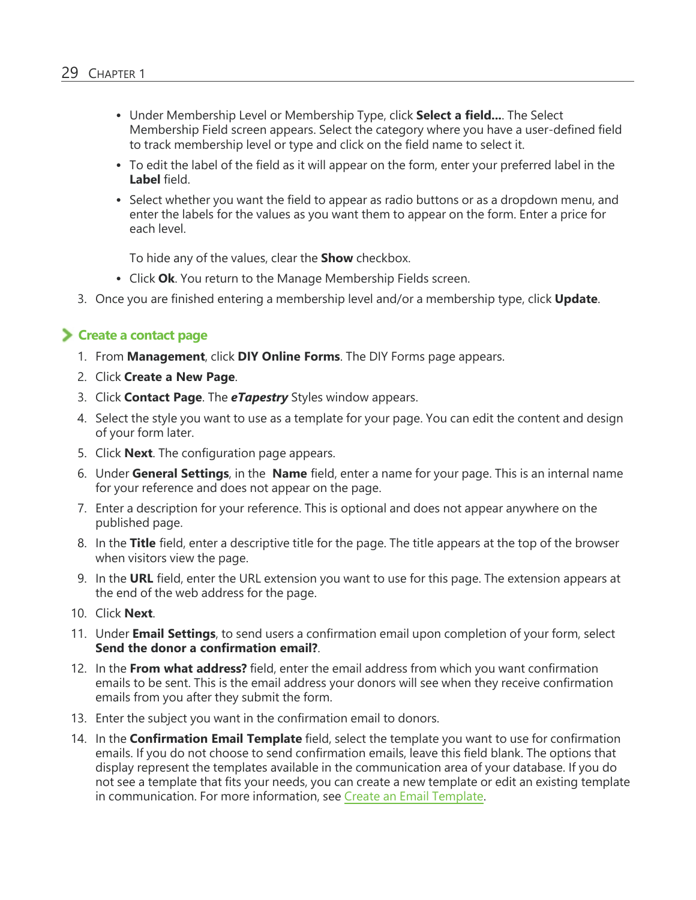- Under Membership Level or Membership Type, click **Select a field...**. The Select Membership Field screen appears. Select the category where you have a user-defined field to track membership level or type and click on the field name to select it.
- To edit the label of the field as it will appear on the form, enter your preferred label in the **Label** field.
- Select whether you want the field to appear as radio buttons or as a dropdown menu, and enter the labels for the values as you want them to appear on the form. Enter a price for each level.

  To hide any of the values, clear the **Show** checkbox.
- Click **Ok**. You return to the Manage Membership Fields screen.

3. Once you are finished entering a membership level and/or a membership type, click **Update**.

### Create a contact page

1. From **Management**, click **DIY Online Forms**. The DIY Forms page appears.
2. Click **Create a New Page**.
3. Click **Contact Page**. The ***eTapestry*** Styles window appears.
4. Select the style you want to use as a template for your page. You can edit the content and design of your form later.
5. Click **Next**. The configuration page appears.
6. Under **General Settings**, in the **Name** field, enter a name for your page. This is an internal name for your reference and does not appear on the page.
7. Enter a description for your reference. This is optional and does not appear anywhere on the published page.
8. In the **Title** field, enter a descriptive title for the page. The title appears at the top of the browser when visitors view the page.
9. In the **URL** field, enter the URL extension you want to use for this page. The extension appears at the end of the web address for the page.
10. Click **Next**.
11. Under **Email Settings**, to send users a confirmation email upon completion of your form, select **Send the donor a confirmation email?**.
12. In the **From what address?** field, enter the email address from which you want confirmation emails to be sent. This is the email address your donors will see when they receive confirmation emails from you after they submit the form.
13. Enter the subject you want in the confirmation email to donors.
14. In the **Confirmation Email Template** field, select the template you want to use for confirmation emails. If you do not choose to send confirmation emails, leave this field blank. The options that display represent the templates available in the communication area of your database. If you do not see a template that fits your needs, you can create a new template or edit an existing template in communication. For more information, see Create an Email Template.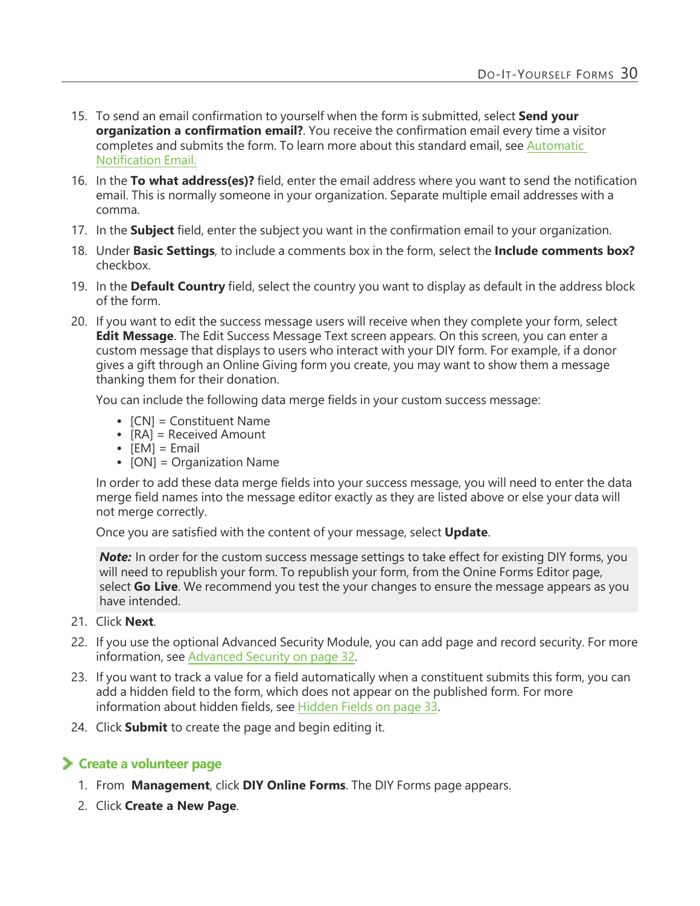15. To send an email confirmation to yourself when the form is submitted, select **Send your organization a confirmation email?**. You receive the confirmation email every time a visitor completes and submits the form. To learn more about this standard email, see Automatic Notification Email.

16. In the **To what address(es)?** field, enter the email address where you want to send the notification email. This is normally someone in your organization. Separate multiple email addresses with a comma.

17. In the **Subject** field, enter the subject you want in the confirmation email to your organization.

18. Under **Basic Settings**, to include a comments box in the form, select the **Include comments box?** checkbox.

19. In the **Default Country** field, select the country you want to display as default in the address block of the form.

20. If you want to edit the success message users will receive when they complete your form, select **Edit Message**. The Edit Success Message Text screen appears. On this screen, you can enter a custom message that displays to users who interact with your DIY form. For example, if a donor gives a gift through an Online Giving form you create, you may want to show them a message thanking them for their donation.

    You can include the following data merge fields in your custom success message:

    - [CN] = Constituent Name
    - [RA] = Received Amount
    - [EM] = Email
    - [ON] = Organization Name

    In order to add these data merge fields into your success message, you will need to enter the data merge field names into the message editor exactly as they are listed above or else your data will not merge correctly.

    Once you are satisfied with the content of your message, select **Update**.

    > ***Note:*** In order for the custom success message settings to take effect for existing DIY forms, you will need to republish your form. To republish your form, from the Onine Forms Editor page, select **Go Live**. We recommend you test the your changes to ensure the message appears as you have intended.

21. Click **Next**.

22. If you use the optional Advanced Security Module, you can add page and record security. For more information, see Advanced Security on page 32.

23. If you want to track a value for a field automatically when a constituent submits this form, you can add a hidden field to the form, which does not appear on the published form. For more information about hidden fields, see Hidden Fields on page 33.

24. Click **Submit** to create the page and begin editing it.

### Create a volunteer page

1. From **Management**, click **DIY Online Forms**. The DIY Forms page appears.
2. Click **Create a New Page**.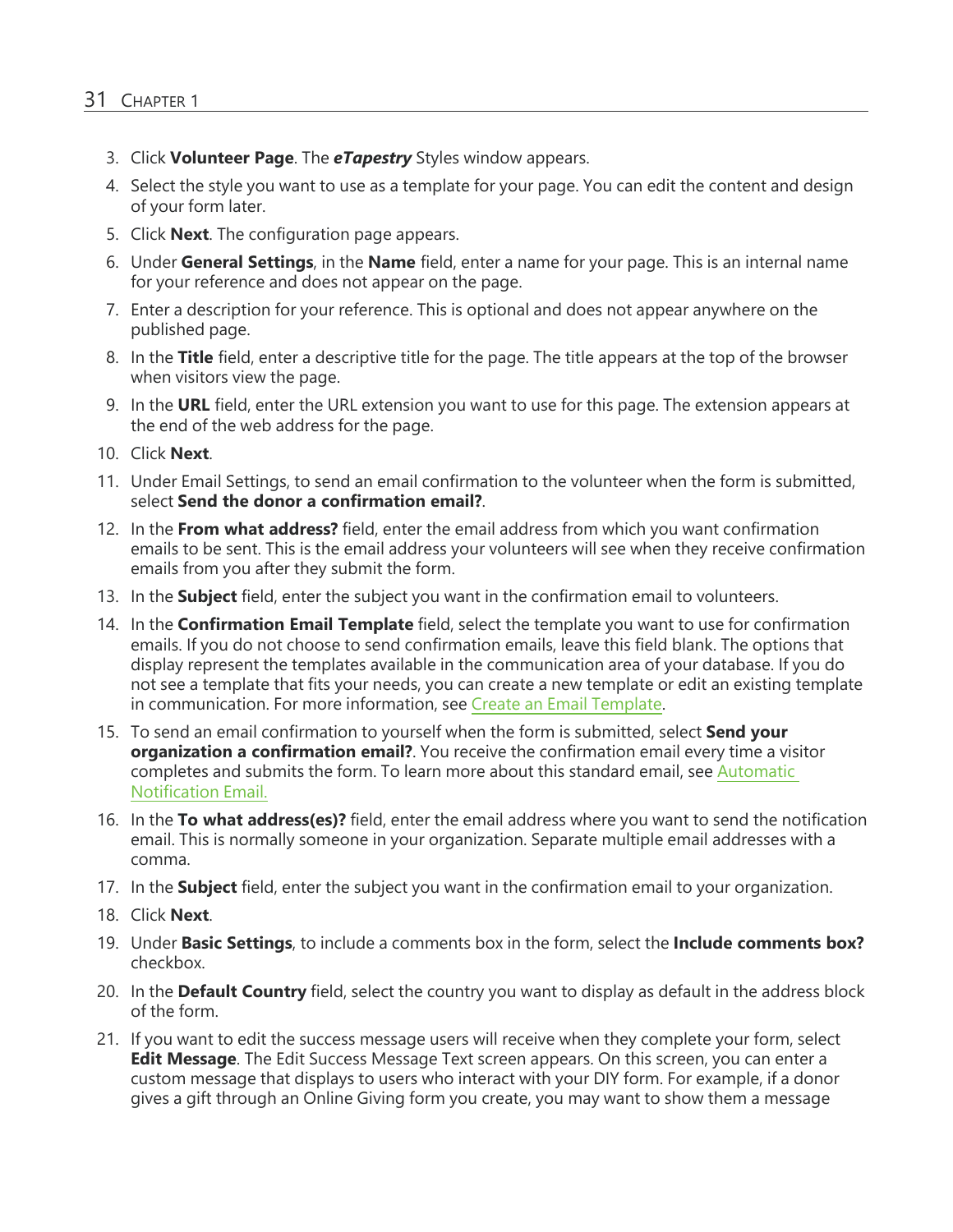3. Click **Volunteer Page**. The ***eTapestry*** Styles window appears.
4. Select the style you want to use as a template for your page. You can edit the content and design of your form later.
5. Click **Next**. The configuration page appears.
6. Under **General Settings**, in the **Name** field, enter a name for your page. This is an internal name for your reference and does not appear on the page.
7. Enter a description for your reference. This is optional and does not appear anywhere on the published page.
8. In the **Title** field, enter a descriptive title for the page. The title appears at the top of the browser when visitors view the page.
9. In the **URL** field, enter the URL extension you want to use for this page. The extension appears at the end of the web address for the page.
10. Click **Next**.
11. Under Email Settings, to send an email confirmation to the volunteer when the form is submitted, select **Send the donor a confirmation email?**.
12. In the **From what address?** field, enter the email address from which you want confirmation emails to be sent. This is the email address your volunteers will see when they receive confirmation emails from you after they submit the form.
13. In the **Subject** field, enter the subject you want in the confirmation email to volunteers.
14. In the **Confirmation Email Template** field, select the template you want to use for confirmation emails. If you do not choose to send confirmation emails, leave this field blank. The options that display represent the templates available in the communication area of your database. If you do not see a template that fits your needs, you can create a new template or edit an existing template in communication. For more information, see Create an Email Template.
15. To send an email confirmation to yourself when the form is submitted, select **Send your organization a confirmation email?**. You receive the confirmation email every time a visitor completes and submits the form. To learn more about this standard email, see Automatic Notification Email.
16. In the **To what address(es)?** field, enter the email address where you want to send the notification email. This is normally someone in your organization. Separate multiple email addresses with a comma.
17. In the **Subject** field, enter the subject you want in the confirmation email to your organization.
18. Click **Next**.
19. Under **Basic Settings**, to include a comments box in the form, select the **Include comments box?** checkbox.
20. In the **Default Country** field, select the country you want to display as default in the address block of the form.
21. If you want to edit the success message users will receive when they complete your form, select **Edit Message**. The Edit Success Message Text screen appears. On this screen, you can enter a custom message that displays to users who interact with your DIY form. For example, if a donor gives a gift through an Online Giving form you create, you may want to show them a message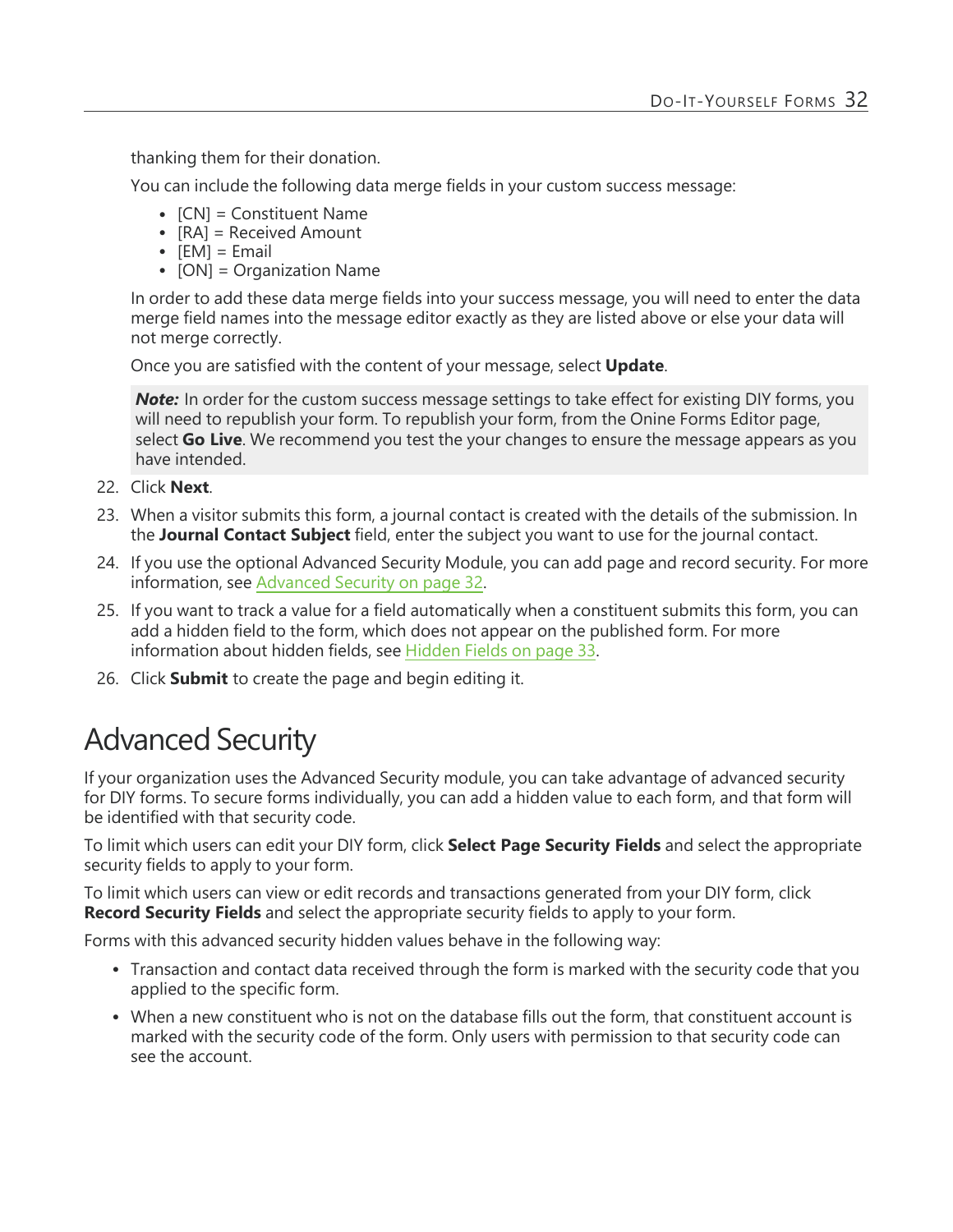thanking them for their donation.

You can include the following data merge fields in your custom success message:

- [CN] = Constituent Name
- [RA] = Received Amount
- [EM] = Email
- [ON] = Organization Name

In order to add these data merge fields into your success message, you will need to enter the data merge field names into the message editor exactly as they are listed above or else your data will not merge correctly.

Once you are satisfied with the content of your message, select **Update**.

> ***Note:*** In order for the custom success message settings to take effect for existing DIY forms, you will need to republish your form. To republish your form, from the Onine Forms Editor page, select **Go Live**. We recommend you test the your changes to ensure the message appears as you have intended.

22. Click **Next**.
23. When a visitor submits this form, a journal contact is created with the details of the submission. In the **Journal Contact Subject** field, enter the subject you want to use for the journal contact.
24. If you use the optional Advanced Security Module, you can add page and record security. For more information, see Advanced Security on page 32.
25. If you want to track a value for a field automatically when a constituent submits this form, you can add a hidden field to the form, which does not appear on the published form. For more information about hidden fields, see Hidden Fields on page 33.
26. Click **Submit** to create the page and begin editing it.

# Advanced Security

If your organization uses the Advanced Security module, you can take advantage of advanced security for DIY forms. To secure forms individually, you can add a hidden value to each form, and that form will be identified with that security code.

To limit which users can edit your DIY form, click **Select Page Security Fields** and select the appropriate security fields to apply to your form.

To limit which users can view or edit records and transactions generated from your DIY form, click **Record Security Fields** and select the appropriate security fields to apply to your form.

Forms with this advanced security hidden values behave in the following way:

- Transaction and contact data received through the form is marked with the security code that you applied to the specific form.
- When a new constituent who is not on the database fills out the form, that constituent account is marked with the security code of the form. Only users with permission to that security code can see the account.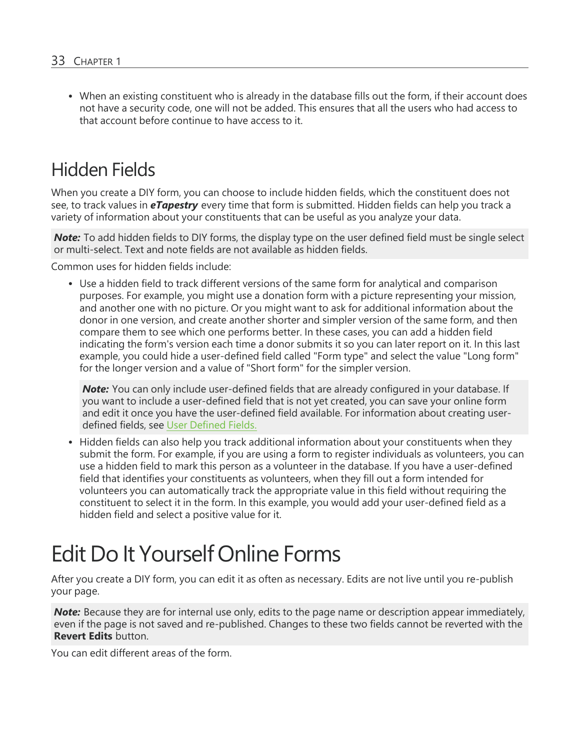- When an existing constituent who is already in the database fills out the form, if their account does not have a security code, one will not be added. This ensures that all the users who had access to that account before continue to have access to it.

## Hidden Fields

When you create a DIY form, you can choose to include hidden fields, which the constituent does not see, to track values in ***eTapestry*** every time that form is submitted. Hidden fields can help you track a variety of information about your constituents that can be useful as you analyze your data.

***Note:*** To add hidden fields to DIY forms, the display type on the user defined field must be single select or multi-select. Text and note fields are not available as hidden fields.

Common uses for hidden fields include:

- Use a hidden field to track different versions of the same form for analytical and comparison purposes. For example, you might use a donation form with a picture representing your mission, and another one with no picture. Or you might want to ask for additional information about the donor in one version, and create another shorter and simpler version of the same form, and then compare them to see which one performs better. In these cases, you can add a hidden field indicating the form's version each time a donor submits it so you can later report on it. In this last example, you could hide a user-defined field called "Form type" and select the value "Long form" for the longer version and a value of "Short form" for the simpler version.

  ***Note:*** You can only include user-defined fields that are already configured in your database. If you want to include a user-defined field that is not yet created, you can save your online form and edit it once you have the user-defined field available. For information about creating user-defined fields, see User Defined Fields.

- Hidden fields can also help you track additional information about your constituents when they submit the form. For example, if you are using a form to register individuals as volunteers, you can use a hidden field to mark this person as a volunteer in the database. If you have a user-defined field that identifies your constituents as volunteers, when they fill out a form intended for volunteers you can automatically track the appropriate value in this field without requiring the constituent to select it in the form. In this example, you would add your user-defined field as a hidden field and select a positive value for it.

# Edit Do It Yourself Online Forms

After you create a DIY form, you can edit it as often as necessary. Edits are not live until you re-publish your page.

***Note:*** Because they are for internal use only, edits to the page name or description appear immediately, even if the page is not saved and re-published. Changes to these two fields cannot be reverted with the **Revert Edits** button.

You can edit different areas of the form.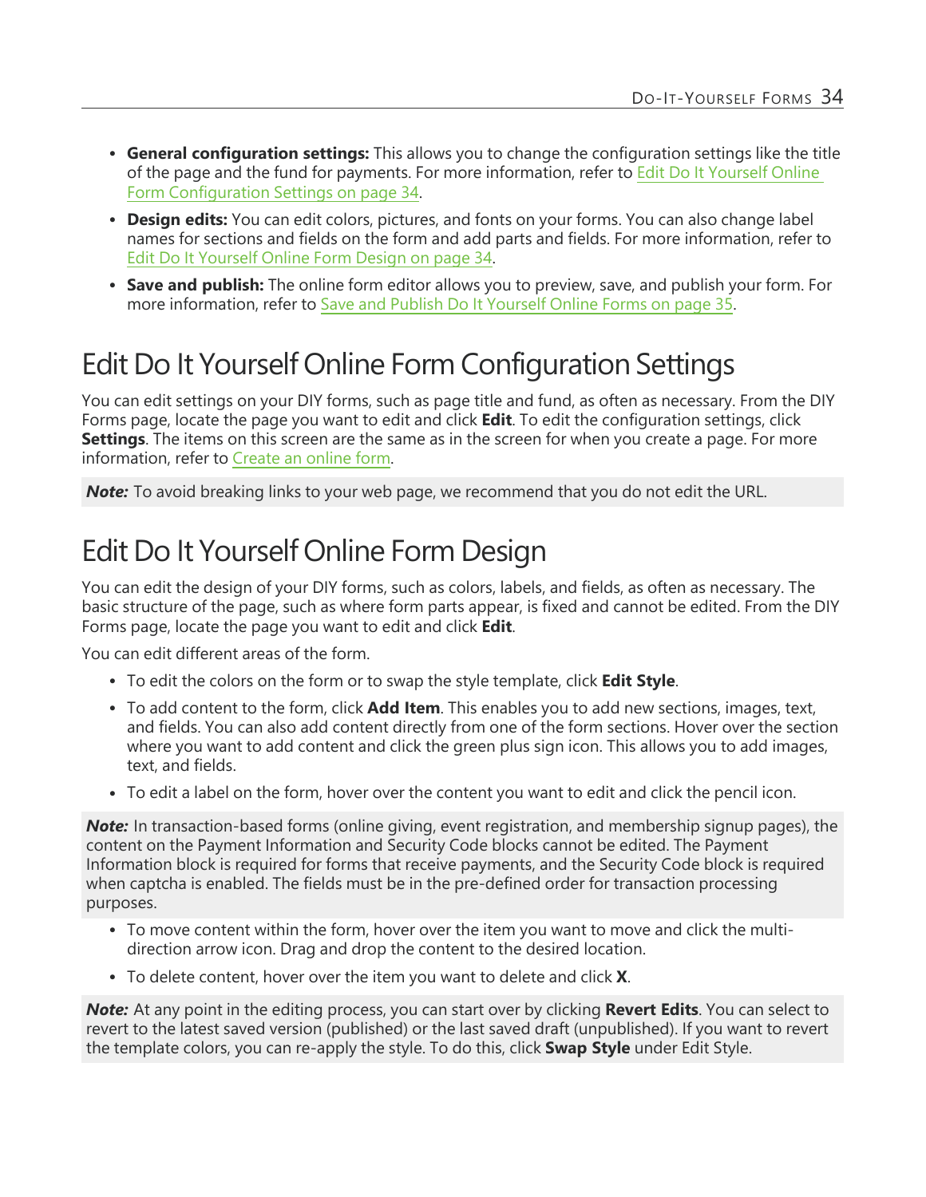- **General configuration settings:** This allows you to change the configuration settings like the title of the page and the fund for payments. For more information, refer to Edit Do It Yourself Online Form Configuration Settings on page 34.
- **Design edits:** You can edit colors, pictures, and fonts on your forms. You can also change label names for sections and fields on the form and add parts and fields. For more information, refer to Edit Do It Yourself Online Form Design on page 34.
- **Save and publish:** The online form editor allows you to preview, save, and publish your form. For more information, refer to Save and Publish Do It Yourself Online Forms on page 35.

# Edit Do It Yourself Online Form Configuration Settings

You can edit settings on your DIY forms, such as page title and fund, as often as necessary. From the DIY Forms page, locate the page you want to edit and click **Edit**. To edit the configuration settings, click **Settings**. The items on this screen are the same as in the screen for when you create a page. For more information, refer to Create an online form.

***Note:*** To avoid breaking links to your web page, we recommend that you do not edit the URL.

# Edit Do It Yourself Online Form Design

You can edit the design of your DIY forms, such as colors, labels, and fields, as often as necessary. The basic structure of the page, such as where form parts appear, is fixed and cannot be edited. From the DIY Forms page, locate the page you want to edit and click **Edit**.

You can edit different areas of the form.

- To edit the colors on the form or to swap the style template, click **Edit Style**.
- To add content to the form, click **Add Item**. This enables you to add new sections, images, text, and fields. You can also add content directly from one of the form sections. Hover over the section where you want to add content and click the green plus sign icon. This allows you to add images, text, and fields.
- To edit a label on the form, hover over the content you want to edit and click the pencil icon.

***Note:*** In transaction-based forms (online giving, event registration, and membership signup pages), the content on the Payment Information and Security Code blocks cannot be edited. The Payment Information block is required for forms that receive payments, and the Security Code block is required when captcha is enabled. The fields must be in the pre-defined order for transaction processing purposes.

- To move content within the form, hover over the item you want to move and click the multi-direction arrow icon. Drag and drop the content to the desired location.
- To delete content, hover over the item you want to delete and click **X**.

***Note:*** At any point in the editing process, you can start over by clicking **Revert Edits**. You can select to revert to the latest saved version (published) or the last saved draft (unpublished). If you want to revert the template colors, you can re-apply the style. To do this, click **Swap Style** under Edit Style.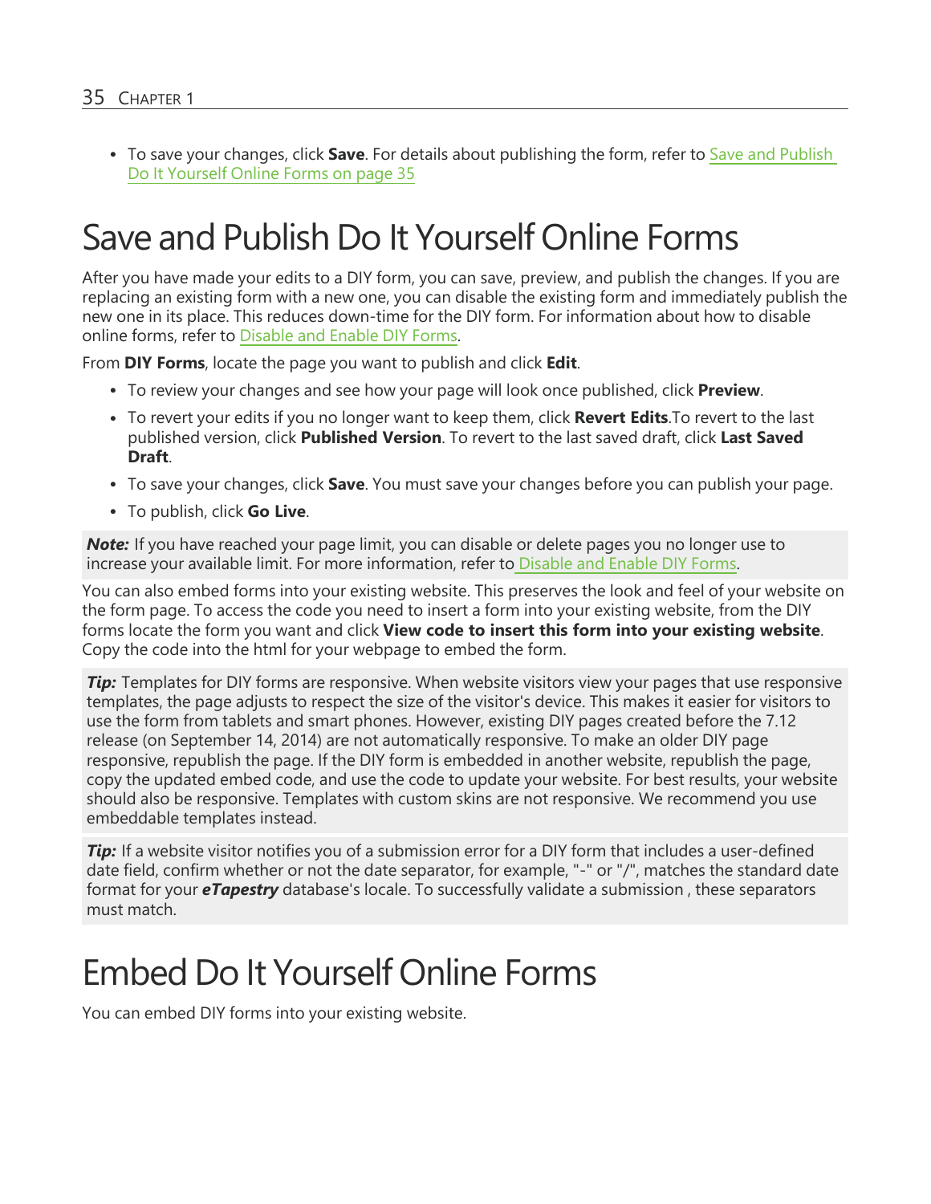- To save your changes, click **Save**. For details about publishing the form, refer to Save and Publish Do It Yourself Online Forms on page 35

# Save and Publish Do It Yourself Online Forms

After you have made your edits to a DIY form, you can save, preview, and publish the changes. If you are replacing an existing form with a new one, you can disable the existing form and immediately publish the new one in its place. This reduces down-time for the DIY form. For information about how to disable online forms, refer to Disable and Enable DIY Forms.

From **DIY Forms**, locate the page you want to publish and click **Edit**.

- To review your changes and see how your page will look once published, click **Preview**.
- To revert your edits if you no longer want to keep them, click **Revert Edits**.To revert to the last published version, click **Published Version**. To revert to the last saved draft, click **Last Saved Draft**.
- To save your changes, click **Save**. You must save your changes before you can publish your page.
- To publish, click **Go Live**.

> ***Note:*** If you have reached your page limit, you can disable or delete pages you no longer use to increase your available limit. For more information, refer to Disable and Enable DIY Forms.

You can also embed forms into your existing website. This preserves the look and feel of your website on the form page. To access the code you need to insert a form into your existing website, from the DIY forms locate the form you want and click **View code to insert this form into your existing website**. Copy the code into the html for your webpage to embed the form.

> ***Tip:*** Templates for DIY forms are responsive. When website visitors view your pages that use responsive templates, the page adjusts to respect the size of the visitor's device. This makes it easier for visitors to use the form from tablets and smart phones. However, existing DIY pages created before the 7.12 release (on September 14, 2014) are not automatically responsive. To make an older DIY page responsive, republish the page. If the DIY form is embedded in another website, republish the page, copy the updated embed code, and use the code to update your website. For best results, your website should also be responsive. Templates with custom skins are not responsive. We recommend you use embeddable templates instead.

> ***Tip:*** If a website visitor notifies you of a submission error for a DIY form that includes a user-defined date field, confirm whether or not the date separator, for example, "-" or "/", matches the standard date format for your ***eTapestry*** database's locale. To successfully validate a submission , these separators must match.

# Embed Do It Yourself Online Forms

You can embed DIY forms into your existing website.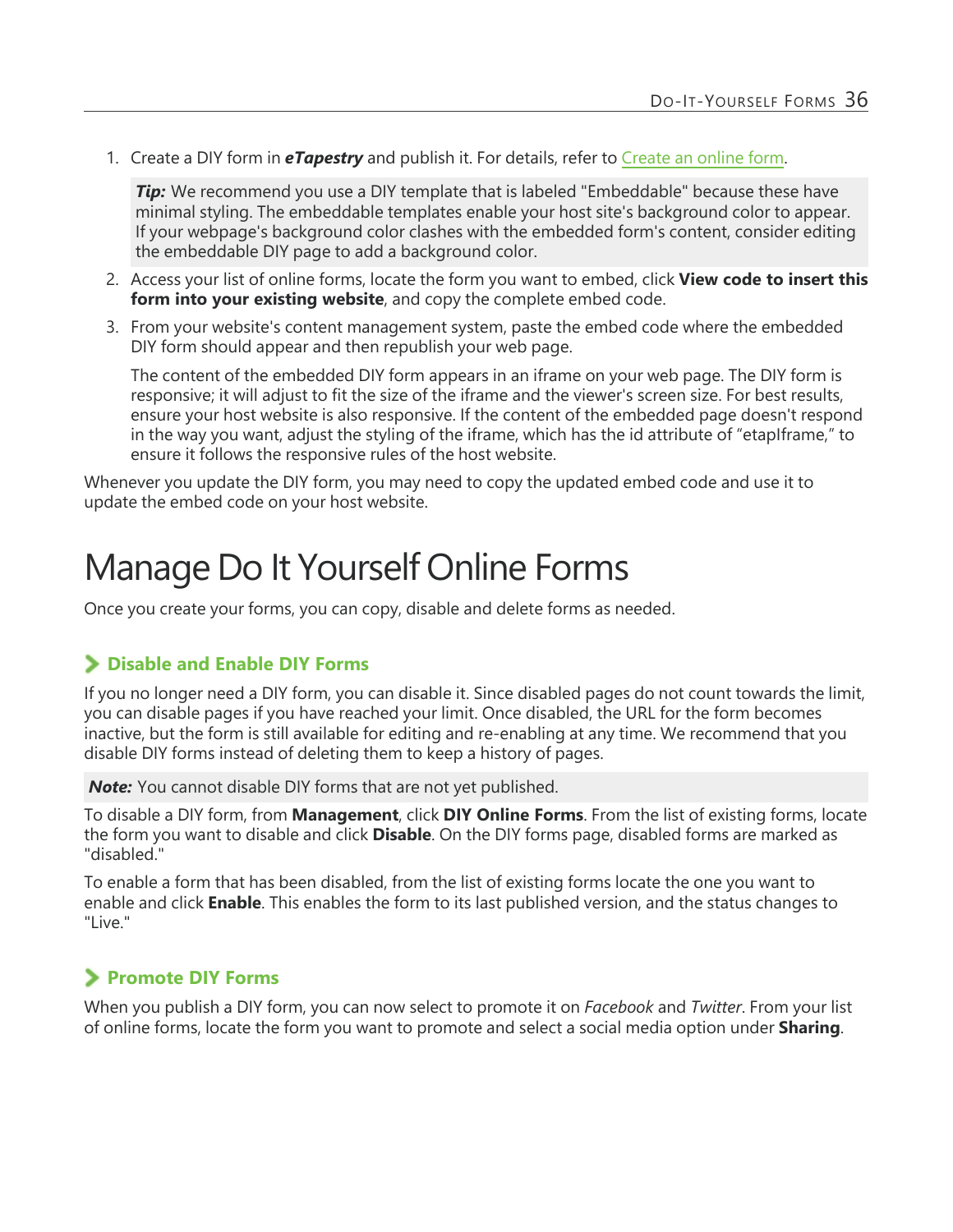1. Create a DIY form in ***eTapestry*** and publish it. For details, refer to Create an online form.

   > ***Tip:*** We recommend you use a DIY template that is labeled "Embeddable" because these have minimal styling. The embeddable templates enable your host site's background color to appear. If your webpage's background color clashes with the embedded form's content, consider editing the embeddable DIY page to add a background color.

2. Access your list of online forms, locate the form you want to embed, click **View code to insert this form into your existing website**, and copy the complete embed code.
3. From your website's content management system, paste the embed code where the embedded DIY form should appear and then republish your web page.

   The content of the embedded DIY form appears in an iframe on your web page. The DIY form is responsive; it will adjust to fit the size of the iframe and the viewer's screen size. For best results, ensure your host website is also responsive. If the content of the embedded page doesn't respond in the way you want, adjust the styling of the iframe, which has the id attribute of “etapIframe,” to ensure it follows the responsive rules of the host website.

Whenever you update the DIY form, you may need to copy the updated embed code and use it to update the embed code on your host website.

# Manage Do It Yourself Online Forms

Once you create your forms, you can copy, disable and delete forms as needed.

## Disable and Enable DIY Forms

If you no longer need a DIY form, you can disable it. Since disabled pages do not count towards the limit, you can disable pages if you have reached your limit. Once disabled, the URL for the form becomes inactive, but the form is still available for editing and re-enabling at any time. We recommend that you disable DIY forms instead of deleting them to keep a history of pages.

> ***Note:*** You cannot disable DIY forms that are not yet published.

To disable a DIY form, from **Management**, click **DIY Online Forms**. From the list of existing forms, locate the form you want to disable and click **Disable**. On the DIY forms page, disabled forms are marked as "disabled."

To enable a form that has been disabled, from the list of existing forms locate the one you want to enable and click **Enable**. This enables the form to its last published version, and the status changes to "Live."

## Promote DIY Forms

When you publish a DIY form, you can now select to promote it on *Facebook* and *Twitter*. From your list of online forms, locate the form you want to promote and select a social media option under **Sharing**.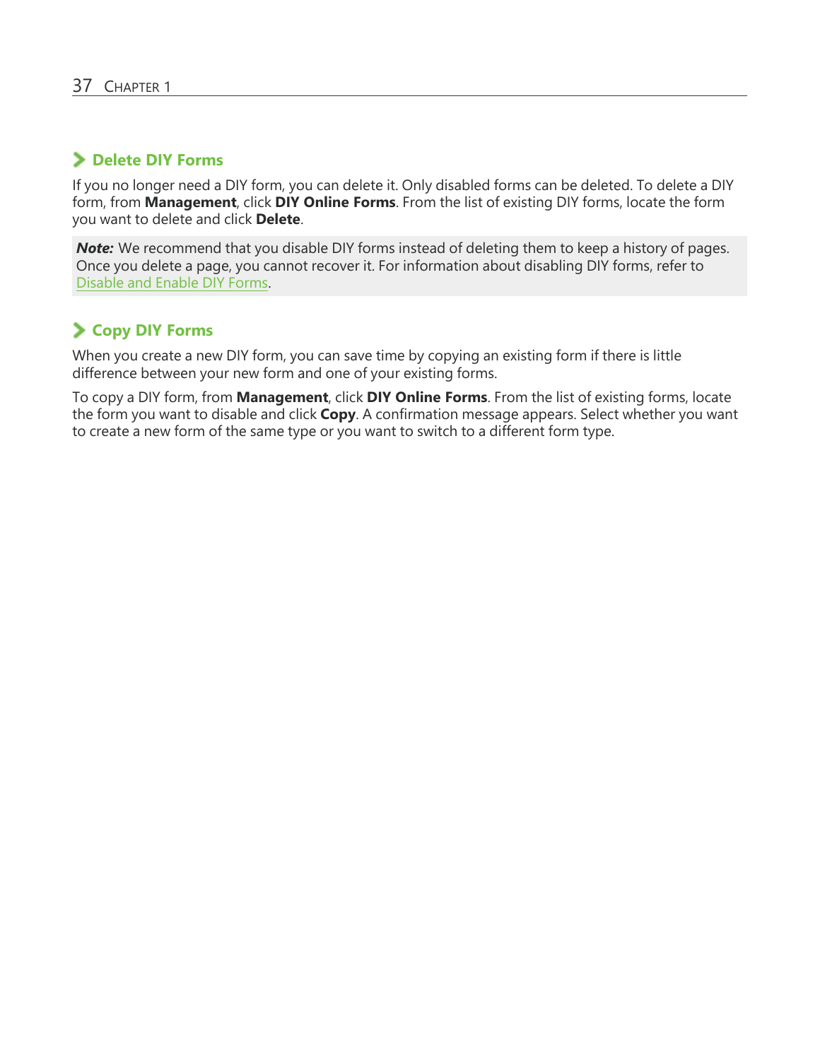## Delete DIY Forms

If you no longer need a DIY form, you can delete it. Only disabled forms can be deleted. To delete a DIY form, from **Management**, click **DIY Online Forms**. From the list of existing DIY forms, locate the form you want to delete and click **Delete**.

***Note:*** We recommend that you disable DIY forms instead of deleting them to keep a history of pages. Once you delete a page, you cannot recover it. For information about disabling DIY forms, refer to Disable and Enable DIY Forms.

## Copy DIY Forms

When you create a new DIY form, you can save time by copying an existing form if there is little difference between your new form and one of your existing forms.

To copy a DIY form, from **Management**, click **DIY Online Forms**. From the list of existing forms, locate the form you want to disable and click **Copy**. A confirmation message appears. Select whether you want to create a new form of the same type or you want to switch to a different form type.